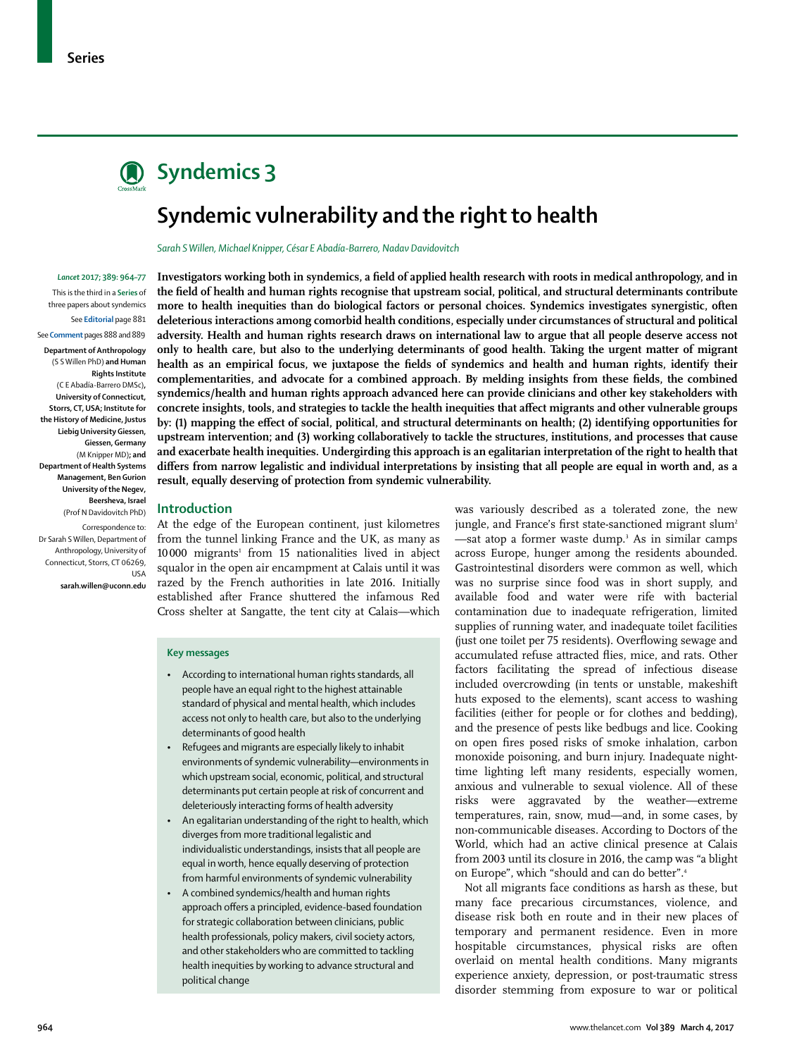Series

# Syndemics 3

# Syndemic vulnerability and the right to health

*Sarah S Willen, Michael Knipper, César E Abadía-Barrero, Nadav Davidovitch*

*Lancet* 2017; 389: 964–77

This is the third in a **Series** of three papers about syndemics

See **Editorial** page 881

See **Comment** pages 888 and 889

**Department of Anthropology** (S S Willen PhD) **and Human Rights Institute** (C E Abadía-Barrero DMSc)**, University of Connecticut, Storrs, CT, USA; Institute for the History of Medicine, Justus Liebig University Giessen, Giessen, Germany** (M Knipper MD)**; and Department of Health Systems Management, Ben Gurion University of the Negev, Beersheva, Israel** (Prof N Davidovitch PhD)

Correspondence to: Dr Sarah S Willen, Department of Anthropology, University of Connecticut, Storrs, CT 06269, USA **sarah.willen@uconn.edu**

**Investigators working both in syndemics, a field of applied health research with roots in medical anthropology, and in the field of health and human rights recognise that upstream social, political, and structural determinants contribute more to health inequities than do biological factors or personal choices. Syndemics investigates synergistic, often deleterious interactions among comorbid health conditions, especially under circumstances of structural and political adversity. Health and human rights research draws on international law to argue that all people deserve access not only to health care, but also to the underlying determinants of good health. Taking the urgent matter of migrant health as an empirical focus, we juxtapose the fields of syndemics and health and human rights, identify their complementarities, and advocate for a combined approach. By melding insights from these fields, the combined syndemics/health and human rights approach advanced here can provide clinicians and other key stakeholders with concrete insights, tools, and strategies to tackle the health inequities that affect migrants and other vulnerable groups by: (1) mapping the effect of social, political, and structural determinants on health; (2) identifying opportunities for upstream intervention; and (3) working collaboratively to tackle the structures, institutions, and processes that cause and exacerbate health inequities. Undergirding this approach is an egalitarian interpretation of the right to health that differs from narrow legalistic and individual interpretations by insisting that all people are equal in worth and, as a result, equally deserving of protection from syndemic vulnerability.**

## Introduction

At the edge of the European continent, just kilometres from the tunnel linking France and the UK, as many as 10 000 migrants[1] from 15 nationalities lived in abject squalor in the open air encampment at Calais until it was razed by the French authorities in late 2016. Initially established after France shuttered the infamous Red Cross shelter at Sangatte, the tent city at Calais—which was variously described as a tolerated zone, the new jungle, and France's first state-sanctioned migrant slum[2]—sat atop a former waste dump.[3] As in similar camps across Europe, hunger among the residents abounded. Gastrointestinal disorders were common as well, which was no surprise since food was in short supply, and available food and water were rife with bacterial contamination due to inadequate refrigeration, limited supplies of running water, and inadequate toilet facilities (just one toilet per 75 residents). Overflowing sewage and accumulated refuse attracted flies, mice, and rats. Other factors facilitating the spread of infectious disease included overcrowding (in tents or unstable, makeshift huts exposed to the elements), scant access to washing facilities (either for people or for clothes and bedding), and the presence of pests like bedbugs and lice. Cooking on open fires posed risks of smoke inhalation, carbon monoxide poisoning, and burn injury. Inadequate night-time lighting left many residents, especially women, anxious and vulnerable to sexual violence. All of these risks were aggravated by the weather—extreme temperatures, rain, snow, mud—and, in some cases, by non-communicable diseases. According to Doctors of the World, which had an active clinical presence at Calais from 2003 until its closure in 2016, the camp was "a blight on Europe", which "should and can do better".[4]

Not all migrants face conditions as harsh as these, but many face precarious circumstances, violence, and disease risk both en route and in their new places of temporary and permanent residence. Even in more hospitable circumstances, physical risks are often overlaid on mental health conditions. Many migrants experience anxiety, depression, or post-traumatic stress disorder stemming from exposure to war or political

### Key messages

- According to international human rights standards, all people have an equal right to the highest attainable standard of physical and mental health, which includes access not only to health care, but also to the underlying determinants of good health
- Refugees and migrants are especially likely to inhabit environments of syndemic vulnerability—environments in which upstream social, economic, political, and structural determinants put certain people at risk of concurrent and deleteriously interacting forms of health adversity
- An egalitarian understanding of the right to health, which diverges from more traditional legalistic and individualistic understandings, insists that all people are equal in worth, hence equally deserving of protection from harmful environments of syndemic vulnerability
- A combined syndemics/health and human rights approach offers a principled, evidence-based foundation for strategic collaboration between clinicians, public health professionals, policy makers, civil society actors, and other stakeholders who are committed to tackling health inequities by working to advance structural and political change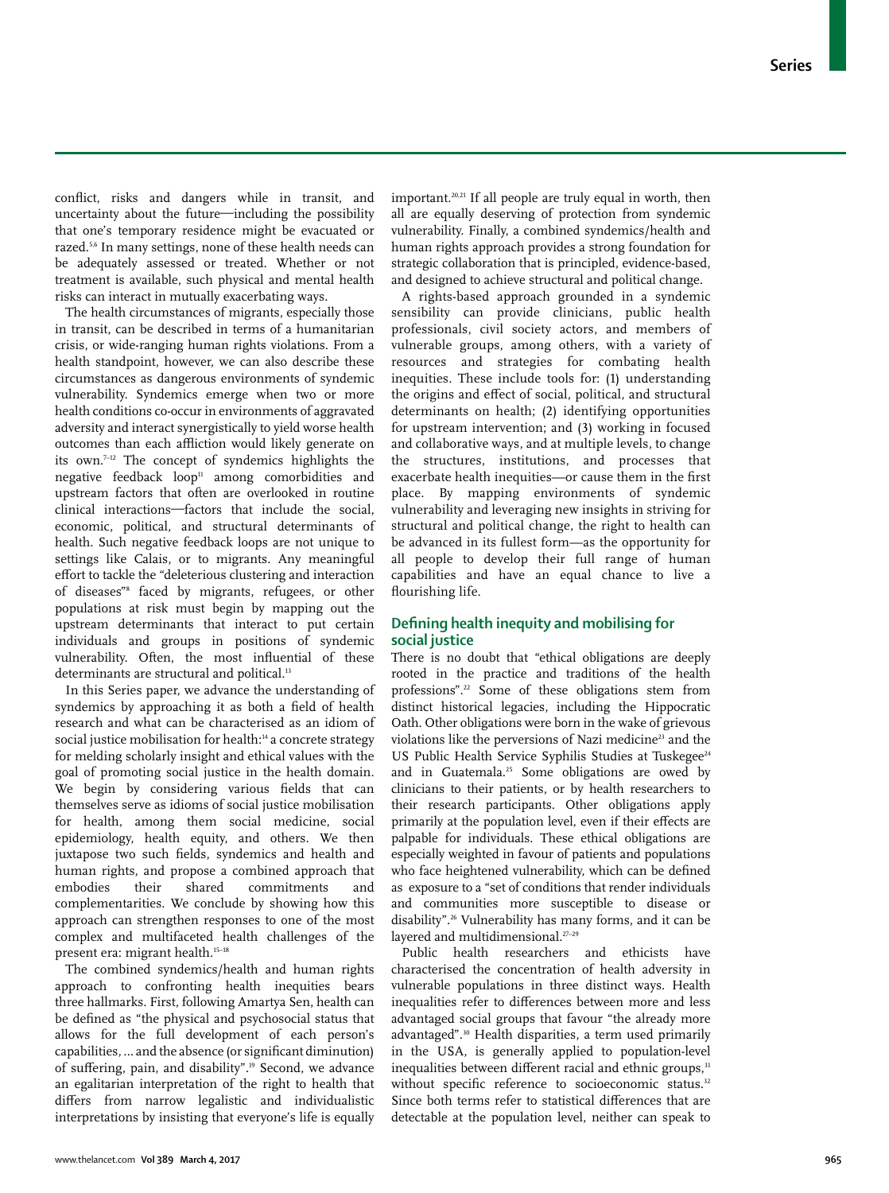conflict, risks and dangers while in transit, and uncertainty about the future—including the possibility that one's temporary residence might be evacuated or razed.[5,6] In many settings, none of these health needs can be adequately assessed or treated. Whether or not treatment is available, such physical and mental health risks can interact in mutually exacerbating ways.

The health circumstances of migrants, especially those in transit, can be described in terms of a humanitarian crisis, or wide-ranging human rights violations. From a health standpoint, however, we can also describe these circumstances as dangerous environments of syndemic vulnerability. Syndemics emerge when two or more health conditions co-occur in environments of aggravated adversity and interact synergistically to yield worse health outcomes than each affliction would likely generate on its own.[7–12] The concept of syndemics highlights the negative feedback loop[11] among comorbidities and upstream factors that often are overlooked in routine clinical interactions—factors that include the social, economic, political, and structural determinants of health. Such negative feedback loops are not unique to settings like Calais, or to migrants. Any meaningful effort to tackle the "deleterious clustering and interaction of diseases"[8] faced by migrants, refugees, or other populations at risk must begin by mapping out the upstream determinants that interact to put certain individuals and groups in positions of syndemic vulnerability. Often, the most influential of these determinants are structural and political.[13]

In this Series paper, we advance the understanding of syndemics by approaching it as both a field of health research and what can be characterised as an idiom of social justice mobilisation for health:[14] a concrete strategy for melding scholarly insight and ethical values with the goal of promoting social justice in the health domain. We begin by considering various fields that can themselves serve as idioms of social justice mobilisation for health, among them social medicine, social epidemiology, health equity, and others. We then juxtapose two such fields, syndemics and health and human rights, and propose a combined approach that embodies their shared commitments and complementarities. We conclude by showing how this approach can strengthen responses to one of the most complex and multifaceted health challenges of the present era: migrant health.[15–18]

The combined syndemics/health and human rights approach to confronting health inequities bears three hallmarks. First, following Amartya Sen, health can be defined as "the physical and psychosocial status that allows for the full development of each person's capabilities, ... and the absence (or significant diminution) of suffering, pain, and disability".[19] Second, we advance an egalitarian interpretation of the right to health that differs from narrow legalistic and individualistic interpretations by insisting that everyone's life is equally important.[20,21] If all people are truly equal in worth, then all are equally deserving of protection from syndemic vulnerability. Finally, a combined syndemics/health and human rights approach provides a strong foundation for strategic collaboration that is principled, evidence-based, and designed to achieve structural and political change.

A rights-based approach grounded in a syndemic sensibility can provide clinicians, public health professionals, civil society actors, and members of vulnerable groups, among others, with a variety of resources and strategies for combating health inequities. These include tools for: (1) understanding the origins and effect of social, political, and structural determinants on health; (2) identifying opportunities for upstream intervention; and (3) working in focused and collaborative ways, and at multiple levels, to change the structures, institutions, and processes that exacerbate health inequities—or cause them in the first place. By mapping environments of syndemic vulnerability and leveraging new insights in striving for structural and political change, the right to health can be advanced in its fullest form—as the opportunity for all people to develop their full range of human capabilities and have an equal chance to live a flourishing life.

## Defining health inequity and mobilising for social justice

There is no doubt that "ethical obligations are deeply rooted in the practice and traditions of the health professions".[22] Some of these obligations stem from distinct historical legacies, including the Hippocratic Oath. Other obligations were born in the wake of grievous violations like the perversions of Nazi medicine[23] and the US Public Health Service Syphilis Studies at Tuskegee[24] and in Guatemala.[25] Some obligations are owed by clinicians to their patients, or by health researchers to their research participants. Other obligations apply primarily at the population level, even if their effects are palpable for individuals. These ethical obligations are especially weighted in favour of patients and populations who face heightened vulnerability, which can be defined as exposure to a "set of conditions that render individuals and communities more susceptible to disease or disability".[26] Vulnerability has many forms, and it can be layered and multidimensional.[27–29]

Public health researchers and ethicists have characterised the concentration of health adversity in vulnerable populations in three distinct ways. Health inequalities refer to differences between more and less advantaged social groups that favour "the already more advantaged".[30] Health disparities, a term used primarily in the USA, is generally applied to population-level inequalities between different racial and ethnic groups,[31] without specific reference to socioeconomic status.[32] Since both terms refer to statistical differences that are detectable at the population level, neither can speak to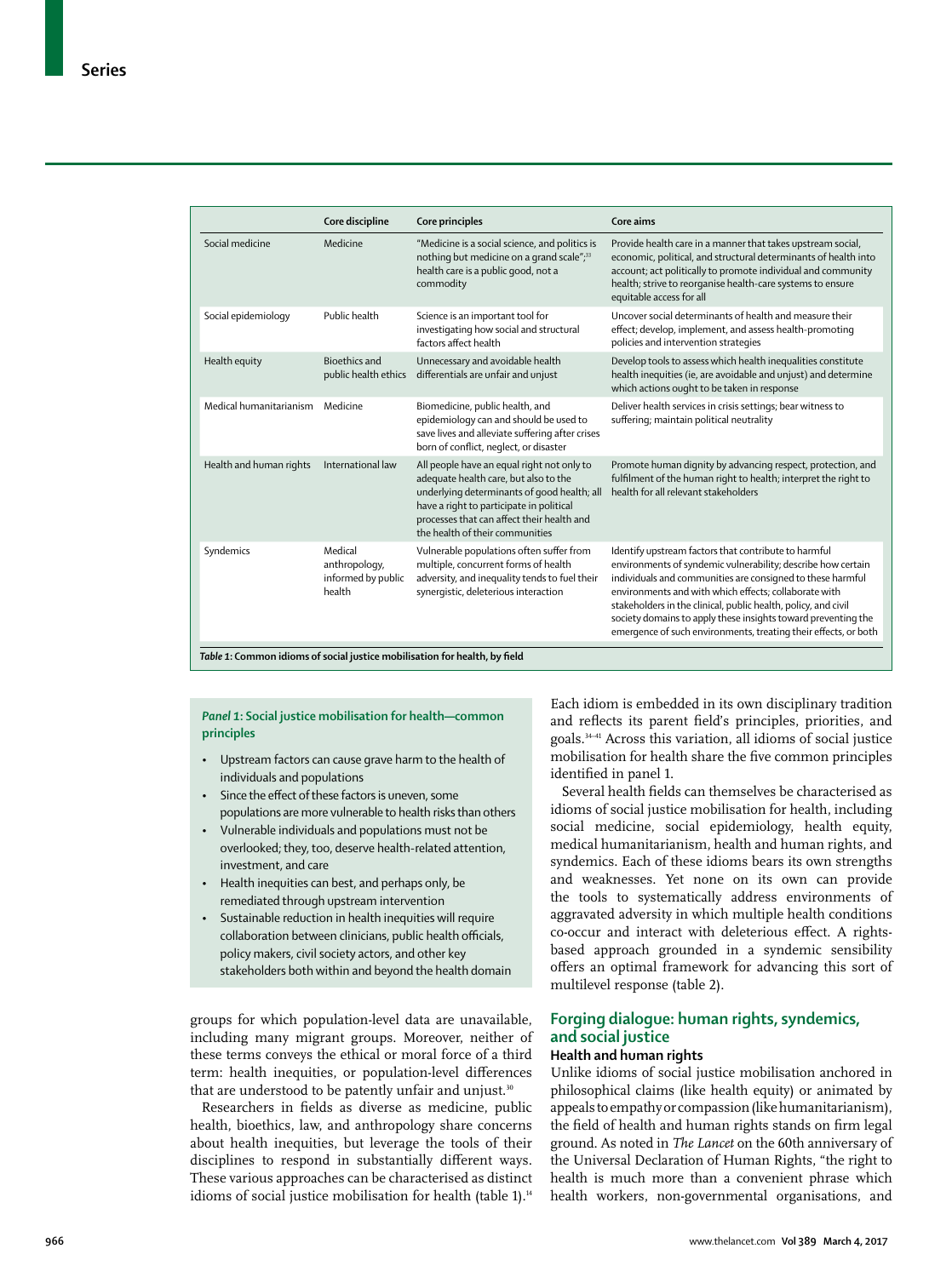|  | Core discipline | Core principles | Core aims |
|---|---|---|---|
| Social medicine | Medicine | "Medicine is a social science, and politics is nothing but medicine on a grand scale";[33] health care is a public good, not a commodity | Provide health care in a manner that takes upstream social, economic, political, and structural determinants of health into account; act politically to promote individual and community health; strive to reorganise health-care systems to ensure equitable access for all |
| Social epidemiology | Public health | Science is an important tool for investigating how social and structural factors affect health | Uncover social determinants of health and measure their effect; develop, implement, and assess health-promoting policies and intervention strategies |
| Health equity | Bioethics and public health ethics | Unnecessary and avoidable health differentials are unfair and unjust | Develop tools to assess which health inequalities constitute health inequities (ie, are avoidable and unjust) and determine which actions ought to be taken in response |
| Medical humanitarianism | Medicine | Biomedicine, public health, and epidemiology can and should be used to save lives and alleviate suffering after crises born of conflict, neglect, or disaster | Deliver health services in crisis settings; bear witness to suffering; maintain political neutrality |
| Health and human rights | International law | All people have an equal right not only to adequate health care, but also to the underlying determinants of good health; all have a right to participate in political processes that can affect their health and the health of their communities | Promote human dignity by advancing respect, protection, and fulfilment of the human right to health; interpret the right to health for all relevant stakeholders |
| Syndemics | Medical anthropology, informed by public health | Vulnerable populations often suffer from multiple, concurrent forms of health adversity, and inequality tends to fuel their synergistic, deleterious interaction | Identify upstream factors that contribute to harmful environments of syndemic vulnerability; describe how certain individuals and communities are consigned to these harmful environments and with which effects; collaborate with stakeholders in the clinical, public health, policy, and civil society domains to apply these insights toward preventing the emergence of such environments, treating their effects, or both |

***Table 1*: Common idioms of social justice mobilisation for health, by field**

### *Panel 1*: Social justice mobilisation for health—common principles

- Upstream factors can cause grave harm to the health of individuals and populations
- Since the effect of these factors is uneven, some populations are more vulnerable to health risks than others
- Vulnerable individuals and populations must not be overlooked; they, too, deserve health-related attention, investment, and care
- Health inequities can best, and perhaps only, be remediated through upstream intervention
- Sustainable reduction in health inequities will require collaboration between clinicians, public health officials, policy makers, civil society actors, and other key stakeholders both within and beyond the health domain

groups for which population-level data are unavailable, including many migrant groups. Moreover, neither of these terms conveys the ethical or moral force of a third term: health inequities, or population-level differences that are understood to be patently unfair and unjust.[30]

Researchers in fields as diverse as medicine, public health, bioethics, law, and anthropology share concerns about health inequities, but leverage the tools of their disciplines to respond in substantially different ways. These various approaches can be characterised as distinct idioms of social justice mobilisation for health (table 1).[14] Each idiom is embedded in its own disciplinary tradition and reflects its parent field's principles, priorities, and goals.[34–41] Across this variation, all idioms of social justice mobilisation for health share the five common principles identified in panel 1.

Several health fields can themselves be characterised as idioms of social justice mobilisation for health, including social medicine, social epidemiology, health equity, medical humanitarianism, health and human rights, and syndemics. Each of these idioms bears its own strengths and weaknesses. Yet none on its own can provide the tools to systematically address environments of aggravated adversity in which multiple health conditions co-occur and interact with deleterious effect. A rights-based approach grounded in a syndemic sensibility offers an optimal framework for advancing this sort of multilevel response (table 2).

## Forging dialogue: human rights, syndemics, and social justice

### Health and human rights

Unlike idioms of social justice mobilisation anchored in philosophical claims (like health equity) or animated by appeals to empathy or compassion (like humanitarianism), the field of health and human rights stands on firm legal ground. As noted in *The Lancet* on the 60th anniversary of the Universal Declaration of Human Rights, "the right to health is much more than a convenient phrase which health workers, non-governmental organisations, and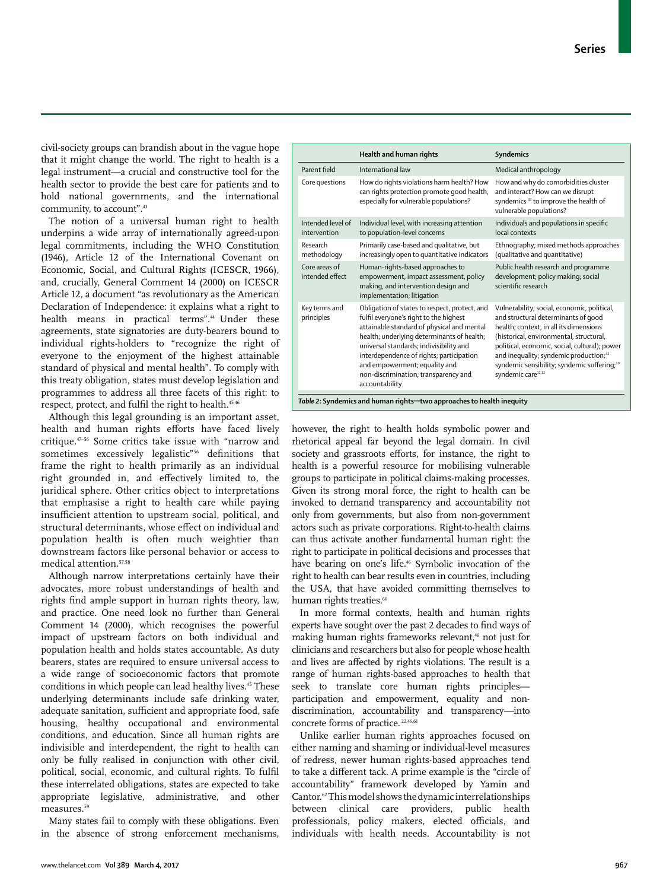civil-society groups can brandish about in the vague hope that it might change the world. The right to health is a legal instrument—a crucial and constructive tool for the health sector to provide the best care for patients and to hold national governments, and the international community, to account".[43]

The notion of a universal human right to health underpins a wide array of internationally agreed-upon legal commitments, including the WHO Constitution (1946), Article 12 of the International Covenant on Economic, Social, and Cultural Rights (ICESCR, 1966), and, crucially, General Comment 14 (2000) on ICESCR Article 12, a document "as revolutionary as the American Declaration of Independence: it explains what a right to health means in practical terms".[44] Under these agreements, state signatories are duty-bearers bound to individual rights-holders to "recognize the right of everyone to the enjoyment of the highest attainable standard of physical and mental health". To comply with this treaty obligation, states must develop legislation and programmes to address all three facets of this right: to respect, protect, and fulfil the right to health.[45,46]

Although this legal grounding is an important asset, health and human rights efforts have faced lively critique.[47–56] Some critics take issue with "narrow and sometimes excessively legalistic"[56] definitions that frame the right to health primarily as an individual right grounded in, and effectively limited to, the juridical sphere. Other critics object to interpretations that emphasise a right to health care while paying insufficient attention to upstream social, political, and structural determinants, whose effect on individual and population health is often much weightier than downstream factors like personal behavior or access to medical attention.[57,58]

Although narrow interpretations certainly have their advocates, more robust understandings of health and rights find ample support in human rights theory, law, and practice. One need look no further than General Comment 14 (2000), which recognises the powerful impact of upstream factors on both individual and population health and holds states accountable. As duty bearers, states are required to ensure universal access to a wide range of socioeconomic factors that promote conditions in which people can lead healthy lives.[45] These underlying determinants include safe drinking water, adequate sanitation, sufficient and appropriate food, safe housing, healthy occupational and environmental conditions, and education. Since all human rights are indivisible and interdependent, the right to health can only be fully realised in conjunction with other civil, political, social, economic, and cultural rights. To fulfil these interrelated obligations, states are expected to take appropriate legislative, administrative, and other measures.[59]

Many states fail to comply with these obligations. Even in the absence of strong enforcement mechanisms, however, the right to health holds symbolic power and rhetorical appeal far beyond the legal domain. In civil society and grassroots efforts, for instance, the right to health is a powerful resource for mobilising vulnerable groups to participate in political claims-making processes. Given its strong moral force, the right to health can be invoked to demand transparency and accountability not only from governments, but also from non-government actors such as private corporations. Right-to-health claims can thus activate another fundamental human right: the right to participate in political decisions and processes that have bearing on one's life.[46] Symbolic invocation of the right to health can bear results even in countries, including the USA, that have avoided committing themselves to human rights treaties.[60]

|  | Health and human rights | Syndemics |
|---|---|---|
| Parent field | International law | Medical anthropology |
| Core questions | How do rights violations harm health? How can rights protection promote good health, especially for vulnerable populations? | How and why do comorbidities cluster and interact? How can we disrupt syndemics[41] to improve the health of vulnerable populations? |
| Intended level of intervention | Individual level, with increasing attention to population-level concerns | Individuals and populations in specific local contexts |
| Research methodology | Primarily case-based and qualitative, but increasingly open to quantitative indicators | Ethnography; mixed methods approaches (qualitative and quantitative) |
| Core areas of intended effect | Human-rights-based approaches to empowerment, impact assessment, policy making, and intervention design and implementation; litigation | Public health research and programme development; policy making; social scientific research |
| Key terms and principles | Obligation of states to respect, protect, and fulfil everyone's right to the highest attainable standard of physical and mental health; underlying determinants of health; universal standards; indivisibility and interdependence of rights; participation and empowerment; equality and non-discrimination; transparency and accountability | Vulnerability; social, economic, political, and structural determinants of good health; context, in all its dimensions (historical, environmental, structural, political, economic, social, cultural); power and inequality; syndemic production;[42] syndemic sensibility; syndemic suffering;[10] syndemic care[11,12] |

*Table 2*: **Syndemics and human rights—two approaches to health inequity**

In more formal contexts, health and human rights experts have sought over the past 2 decades to find ways of making human rights frameworks relevant,[46] not just for clinicians and researchers but also for people whose health and lives are affected by rights violations. The result is a range of human rights-based approaches to health that seek to translate core human rights principles—participation and empowerment, equality and non-discrimination, accountability and transparency—into concrete forms of practice.[22,46,61]

Unlike earlier human rights approaches focused on either naming and shaming or individual-level measures of redress, newer human rights-based approaches tend to take a different tack. A prime example is the "circle of accountability" framework developed by Yamin and Cantor.[62] This model shows the dynamic interrelationships between clinical care providers, public health professionals, policy makers, elected officials, and individuals with health needs. Accountability is not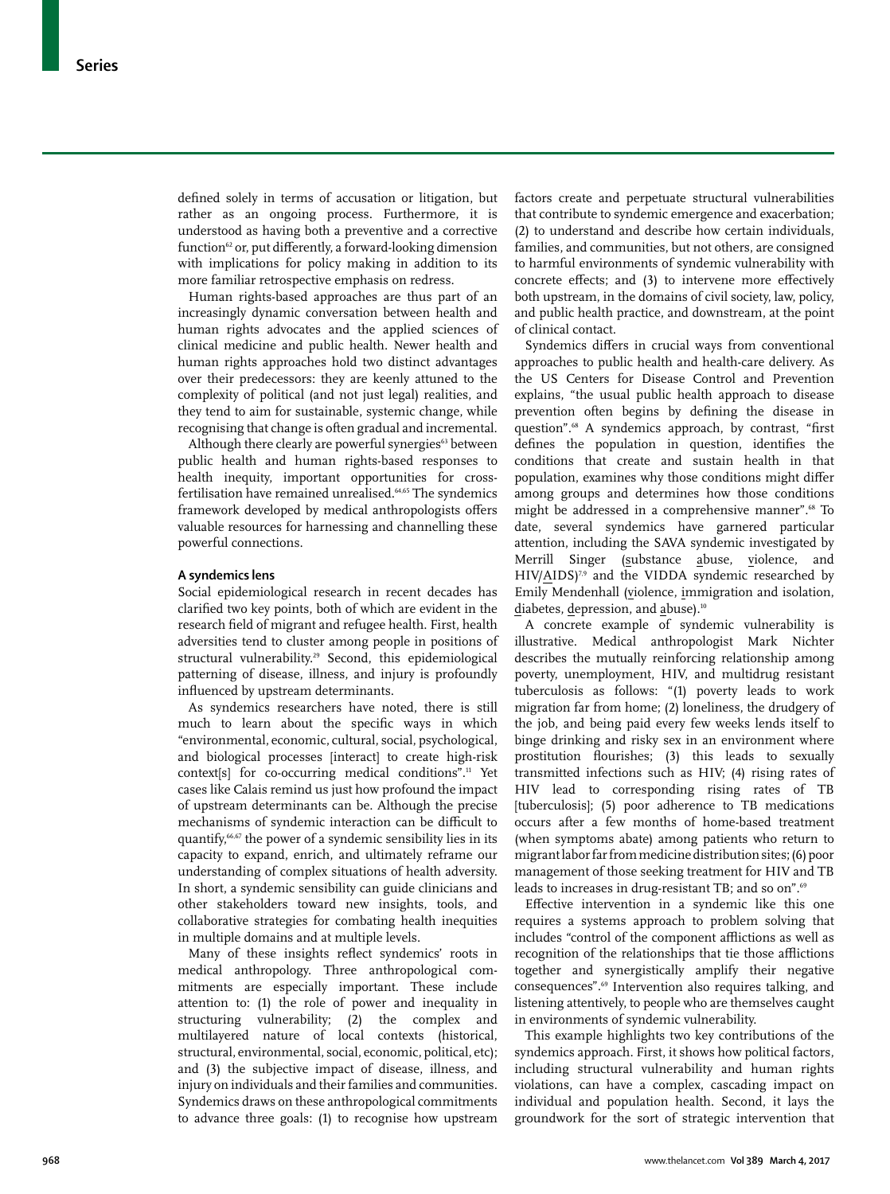defined solely in terms of accusation or litigation, but rather as an ongoing process. Furthermore, it is understood as having both a preventive and a corrective function[62] or, put differently, a forward-looking dimension with implications for policy making in addition to its more familiar retrospective emphasis on redress.

Human rights-based approaches are thus part of an increasingly dynamic conversation between health and human rights advocates and the applied sciences of clinical medicine and public health. Newer health and human rights approaches hold two distinct advantages over their predecessors: they are keenly attuned to the complexity of political (and not just legal) realities, and they tend to aim for sustainable, systemic change, while recognising that change is often gradual and incremental.

Although there clearly are powerful synergies[63] between public health and human rights-based responses to health inequity, important opportunities for cross-fertilisation have remained unrealised.[64,65] The syndemics framework developed by medical anthropologists offers valuable resources for harnessing and channelling these powerful connections.

### A syndemics lens

Social epidemiological research in recent decades has clarified two key points, both of which are evident in the research field of migrant and refugee health. First, health adversities tend to cluster among people in positions of structural vulnerability.[29] Second, this epidemiological patterning of disease, illness, and injury is profoundly influenced by upstream determinants.

As syndemics researchers have noted, there is still much to learn about the specific ways in which "environmental, economic, cultural, social, psychological, and biological processes [interact] to create high-risk context[s] for co-occurring medical conditions".[11] Yet cases like Calais remind us just how profound the impact of upstream determinants can be. Although the precise mechanisms of syndemic interaction can be difficult to quantify,[66,67] the power of a syndemic sensibility lies in its capacity to expand, enrich, and ultimately reframe our understanding of complex situations of health adversity. In short, a syndemic sensibility can guide clinicians and other stakeholders toward new insights, tools, and collaborative strategies for combating health inequities in multiple domains and at multiple levels.

Many of these insights reflect syndemics' roots in medical anthropology. Three anthropological commitments are especially important. These include attention to: (1) the role of power and inequality in structuring vulnerability; (2) the complex and multilayered nature of local contexts (historical, structural, environmental, social, economic, political, etc); and (3) the subjective impact of disease, illness, and injury on individuals and their families and communities. Syndemics draws on these anthropological commitments to advance three goals: (1) to recognise how upstream factors create and perpetuate structural vulnerabilities that contribute to syndemic emergence and exacerbation; (2) to understand and describe how certain individuals, families, and communities, but not others, are consigned to harmful environments of syndemic vulnerability with concrete effects; and (3) to intervene more effectively both upstream, in the domains of civil society, law, policy, and public health practice, and downstream, at the point of clinical contact.

Syndemics differs in crucial ways from conventional approaches to public health and health-care delivery. As the US Centers for Disease Control and Prevention explains, "the usual public health approach to disease prevention often begins by defining the disease in question".[68] A syndemics approach, by contrast, "first defines the population in question, identifies the conditions that create and sustain health in that population, examines why those conditions might differ among groups and determines how those conditions might be addressed in a comprehensive manner".[68] To date, several syndemics have garnered particular attention, including the SAVA syndemic investigated by Merrill Singer (substance abuse, violence, and HIV/AIDS)[7,9] and the VIDDA syndemic researched by Emily Mendenhall (violence, immigration and isolation, diabetes, depression, and abuse).[10]

A concrete example of syndemic vulnerability is illustrative. Medical anthropologist Mark Nichter describes the mutually reinforcing relationship among poverty, unemployment, HIV, and multidrug resistant tuberculosis as follows: "(1) poverty leads to work migration far from home; (2) loneliness, the drudgery of the job, and being paid every few weeks lends itself to binge drinking and risky sex in an environment where prostitution flourishes; (3) this leads to sexually transmitted infections such as HIV; (4) rising rates of HIV lead to corresponding rising rates of TB [tuberculosis]; (5) poor adherence to TB medications occurs after a few months of home-based treatment (when symptoms abate) among patients who return to migrant labor far from medicine distribution sites; (6) poor management of those seeking treatment for HIV and TB leads to increases in drug-resistant TB; and so on".[69]

Effective intervention in a syndemic like this one requires a systems approach to problem solving that includes "control of the component afflictions as well as recognition of the relationships that tie those afflictions together and synergistically amplify their negative consequences".[69] Intervention also requires talking, and listening attentively, to people who are themselves caught in environments of syndemic vulnerability.

This example highlights two key contributions of the syndemics approach. First, it shows how political factors, including structural vulnerability and human rights violations, can have a complex, cascading impact on individual and population health. Second, it lays the groundwork for the sort of strategic intervention that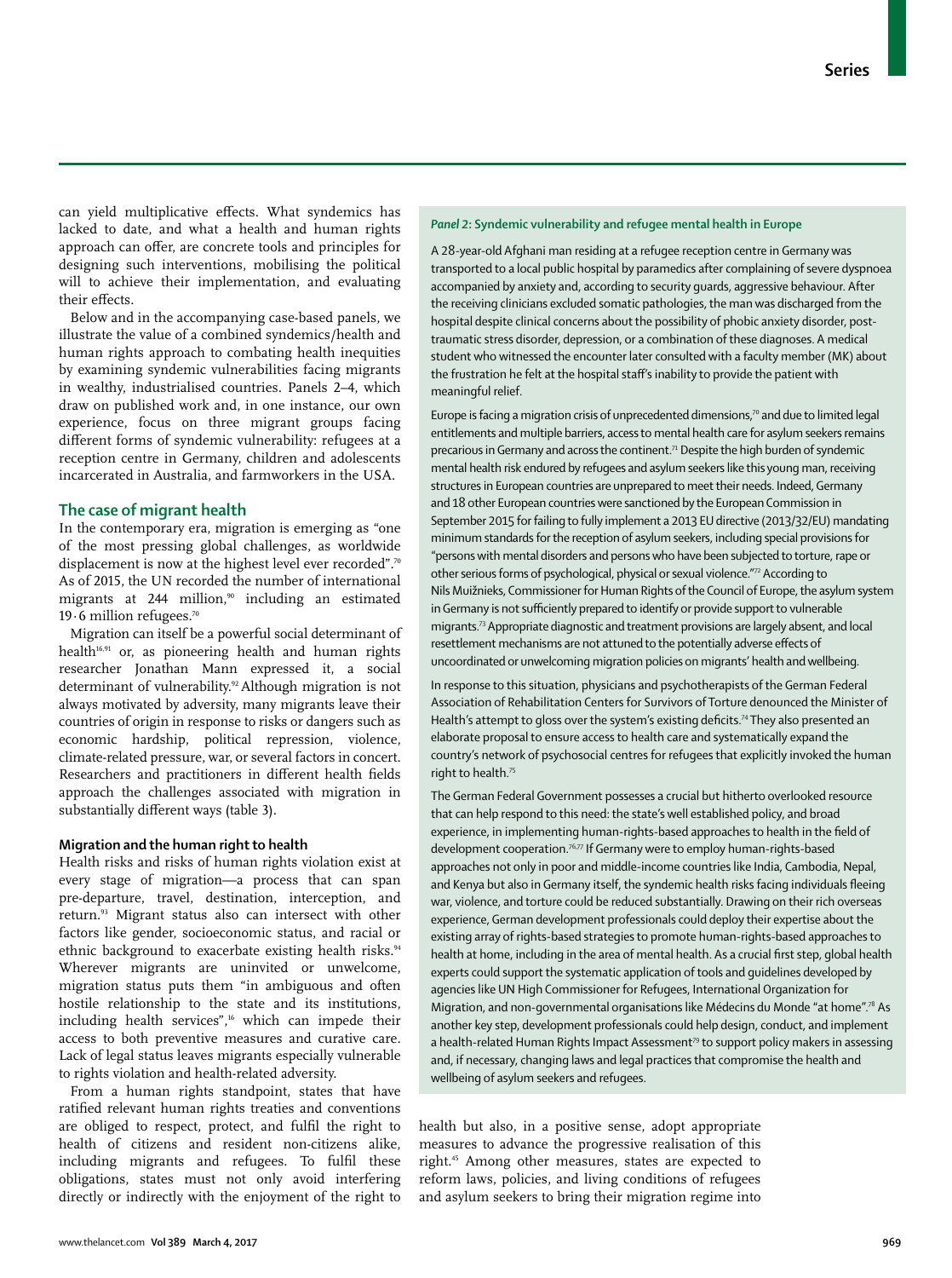can yield multiplicative effects. What syndemics has lacked to date, and what a health and human rights approach can offer, are concrete tools and principles for designing such interventions, mobilising the political will to achieve their implementation, and evaluating their effects.

Below and in the accompanying case-based panels, we illustrate the value of a combined syndemics/health and human rights approach to combating health inequities by examining syndemic vulnerabilities facing migrants in wealthy, industrialised countries. Panels 2–4, which draw on published work and, in one instance, our own experience, focus on three migrant groups facing different forms of syndemic vulnerability: refugees at a reception centre in Germany, children and adolescents incarcerated in Australia, and farmworkers in the USA.

## The case of migrant health

In the contemporary era, migration is emerging as "one of the most pressing global challenges, as worldwide displacement is now at the highest level ever recorded".[70] As of 2015, the UN recorded the number of international migrants at 244 million,[90] including an estimated 19·6 million refugees.[70]

Migration can itself be a powerful social determinant of health[16,91] or, as pioneering health and human rights researcher Jonathan Mann expressed it, a social determinant of vulnerability.[92] Although migration is not always motivated by adversity, many migrants leave their countries of origin in response to risks or dangers such as economic hardship, political repression, violence, climate-related pressure, war, or several factors in concert. Researchers and practitioners in different health fields approach the challenges associated with migration in substantially different ways (table 3).

### Migration and the human right to health

Health risks and risks of human rights violation exist at every stage of migration—a process that can span pre-departure, travel, destination, interception, and return.[93] Migrant status also can intersect with other factors like gender, socioeconomic status, and racial or ethnic background to exacerbate existing health risks.[94] Wherever migrants are uninvited or unwelcome, migration status puts them "in ambiguous and often hostile relationship to the state and its institutions, including health services",[16] which can impede their access to both preventive measures and curative care. Lack of legal status leaves migrants especially vulnerable to rights violation and health-related adversity.

From a human rights standpoint, states that have ratified relevant human rights treaties and conventions are obliged to respect, protect, and fulfil the right to health of citizens and resident non-citizens alike, including migrants and refugees. To fulfil these obligations, states must not only avoid interfering directly or indirectly with the enjoyment of the right to health but also, in a positive sense, adopt appropriate measures to advance the progressive realisation of this right.[45] Among other measures, states are expected to reform laws, policies, and living conditions of refugees and asylum seekers to bring their migration regime into

> ***Panel 2*: Syndemic vulnerability and refugee mental health in Europe**
>
> A 28-year-old Afghani man residing at a refugee reception centre in Germany was transported to a local public hospital by paramedics after complaining of severe dyspnoea accompanied by anxiety and, according to security guards, aggressive behaviour. After the receiving clinicians excluded somatic pathologies, the man was discharged from the hospital despite clinical concerns about the possibility of phobic anxiety disorder, post-traumatic stress disorder, depression, or a combination of these diagnoses. A medical student who witnessed the encounter later consulted with a faculty member (MK) about the frustration he felt at the hospital staff's inability to provide the patient with meaningful relief.
>
> Europe is facing a migration crisis of unprecedented dimensions,[70] and due to limited legal entitlements and multiple barriers, access to mental health care for asylum seekers remains precarious in Germany and across the continent.[71] Despite the high burden of syndemic mental health risk endured by refugees and asylum seekers like this young man, receiving structures in European countries are unprepared to meet their needs. Indeed, Germany and 18 other European countries were sanctioned by the European Commission in September 2015 for failing to fully implement a 2013 EU directive (2013/32/EU) mandating minimum standards for the reception of asylum seekers, including special provisions for "persons with mental disorders and persons who have been subjected to torture, rape or other serious forms of psychological, physical or sexual violence."[72] According to Nils Muižnieks, Commissioner for Human Rights of the Council of Europe, the asylum system in Germany is not sufficiently prepared to identify or provide support to vulnerable migrants.[73] Appropriate diagnostic and treatment provisions are largely absent, and local resettlement mechanisms are not attuned to the potentially adverse effects of uncoordinated or unwelcoming migration policies on migrants' health and wellbeing.
>
> In response to this situation, physicians and psychotherapists of the German Federal Association of Rehabilitation Centers for Survivors of Torture denounced the Minister of Health's attempt to gloss over the system's existing deficits.[74] They also presented an elaborate proposal to ensure access to health care and systematically expand the country's network of psychosocial centres for refugees that explicitly invoked the human right to health.[75]
>
> The German Federal Government possesses a crucial but hitherto overlooked resource that can help respond to this need: the state's well established policy, and broad experience, in implementing human-rights-based approaches to health in the field of development cooperation.[76,77] If Germany were to employ human-rights-based approaches not only in poor and middle-income countries like India, Cambodia, Nepal, and Kenya but also in Germany itself, the syndemic health risks facing individuals fleeing war, violence, and torture could be reduced substantially. Drawing on their rich overseas experience, German development professionals could deploy their expertise about the existing array of rights-based strategies to promote human-rights-based approaches to health at home, including in the area of mental health. As a crucial first step, global health experts could support the systematic application of tools and guidelines developed by agencies like UN High Commissioner for Refugees, International Organization for Migration, and non-governmental organisations like Médecins du Monde "at home".[78] As another key step, development professionals could help design, conduct, and implement a health-related Human Rights Impact Assessment[79] to support policy makers in assessing and, if necessary, changing laws and legal practices that compromise the health and wellbeing of asylum seekers and refugees.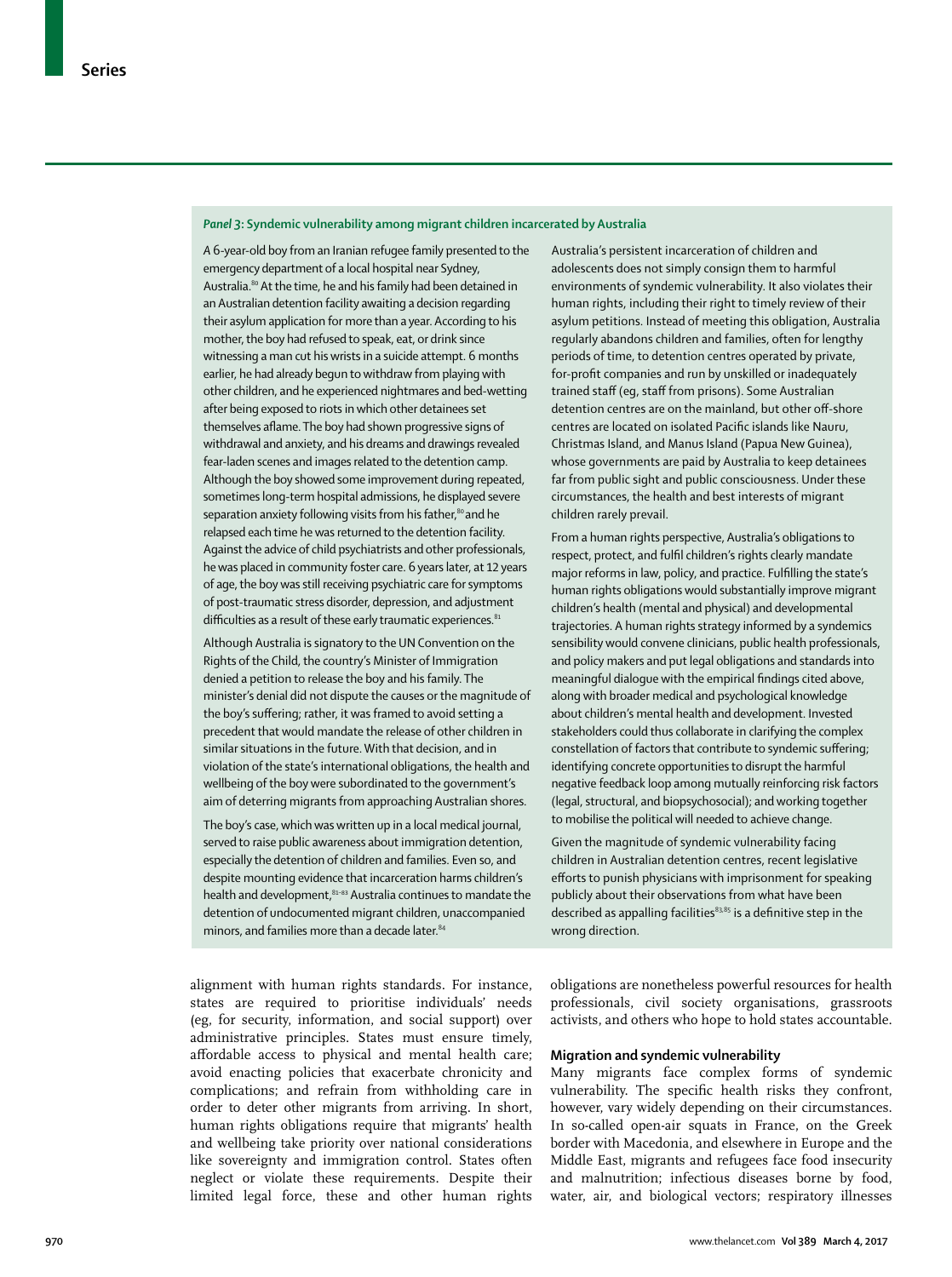### *Panel 3*: Syndemic vulnerability among migrant children incarcerated by Australia

A 6-year-old boy from an Iranian refugee family presented to the emergency department of a local hospital near Sydney, Australia.[80] At the time, he and his family had been detained in an Australian detention facility awaiting a decision regarding their asylum application for more than a year. According to his mother, the boy had refused to speak, eat, or drink since witnessing a man cut his wrists in a suicide attempt. 6 months earlier, he had already begun to withdraw from playing with other children, and he experienced nightmares and bed-wetting after being exposed to riots in which other detainees set themselves aflame. The boy had shown progressive signs of withdrawal and anxiety, and his dreams and drawings revealed fear-laden scenes and images related to the detention camp. Although the boy showed some improvement during repeated, sometimes long-term hospital admissions, he displayed severe separation anxiety following visits from his father,[80] and he relapsed each time he was returned to the detention facility. Against the advice of child psychiatrists and other professionals, he was placed in community foster care. 6 years later, at 12 years of age, the boy was still receiving psychiatric care for symptoms of post-traumatic stress disorder, depression, and adjustment difficulties as a result of these early traumatic experiences.[81]

Although Australia is signatory to the UN Convention on the Rights of the Child, the country's Minister of Immigration denied a petition to release the boy and his family. The minister's denial did not dispute the causes or the magnitude of the boy's suffering; rather, it was framed to avoid setting a precedent that would mandate the release of other children in similar situations in the future. With that decision, and in violation of the state's international obligations, the health and wellbeing of the boy were subordinated to the government's aim of deterring migrants from approaching Australian shores.

The boy's case, which was written up in a local medical journal, served to raise public awareness about immigration detention, especially the detention of children and families. Even so, and despite mounting evidence that incarceration harms children's health and development,[81–83] Australia continues to mandate the detention of undocumented migrant children, unaccompanied minors, and families more than a decade later.[84]

Australia's persistent incarceration of children and adolescents does not simply consign them to harmful environments of syndemic vulnerability. It also violates their human rights, including their right to timely review of their asylum petitions. Instead of meeting this obligation, Australia regularly abandons children and families, often for lengthy periods of time, to detention centres operated by private, for-profit companies and run by unskilled or inadequately trained staff (eg, staff from prisons). Some Australian detention centres are on the mainland, but other off-shore centres are located on isolated Pacific islands like Nauru, Christmas Island, and Manus Island (Papua New Guinea), whose governments are paid by Australia to keep detainees far from public sight and public consciousness. Under these circumstances, the health and best interests of migrant children rarely prevail.

From a human rights perspective, Australia's obligations to respect, protect, and fulfil children's rights clearly mandate major reforms in law, policy, and practice. Fulfilling the state's human rights obligations would substantially improve migrant children's health (mental and physical) and developmental trajectories. A human rights strategy informed by a syndemics sensibility would convene clinicians, public health professionals, and policy makers and put legal obligations and standards into meaningful dialogue with the empirical findings cited above, along with broader medical and psychological knowledge about children's mental health and development. Invested stakeholders could thus collaborate in clarifying the complex constellation of factors that contribute to syndemic suffering; identifying concrete opportunities to disrupt the harmful negative feedback loop among mutually reinforcing risk factors (legal, structural, and biopsychosocial); and working together to mobilise the political will needed to achieve change.

Given the magnitude of syndemic vulnerability facing children in Australian detention centres, recent legislative efforts to punish physicians with imprisonment for speaking publicly about their observations from what have been described as appalling facilities[83,85] is a definitive step in the wrong direction.

---

alignment with human rights standards. For instance, states are required to prioritise individuals' needs (eg, for security, information, and social support) over administrative principles. States must ensure timely, affordable access to physical and mental health care; avoid enacting policies that exacerbate chronicity and complications; and refrain from withholding care in order to deter other migrants from arriving. In short, human rights obligations require that migrants' health and wellbeing take priority over national considerations like sovereignty and immigration control. States often neglect or violate these requirements. Despite their limited legal force, these and other human rights obligations are nonetheless powerful resources for health professionals, civil society organisations, grassroots activists, and others who hope to hold states accountable.

## Migration and syndemic vulnerability

Many migrants face complex forms of syndemic vulnerability. The specific health risks they confront, however, vary widely depending on their circumstances. In so-called open-air squats in France, on the Greek border with Macedonia, and elsewhere in Europe and the Middle East, migrants and refugees face food insecurity and malnutrition; infectious diseases borne by food, water, air, and biological vectors; respiratory illnesses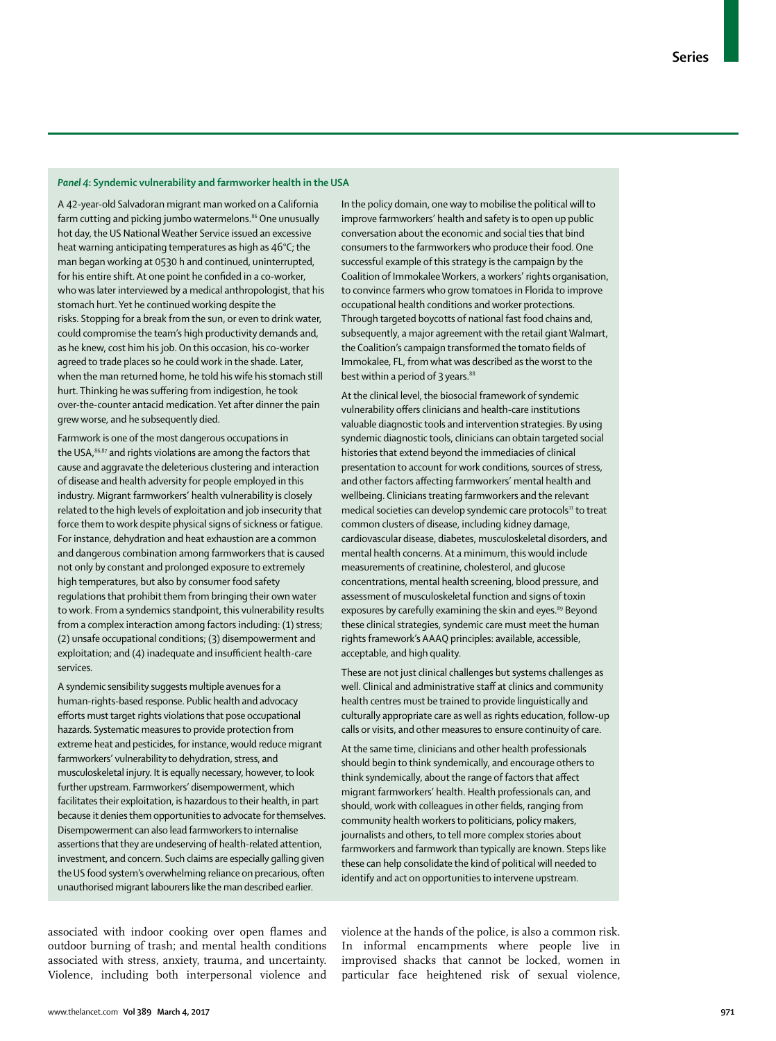### *Panel 4*: Syndemic vulnerability and farmworker health in the USA

A 42-year-old Salvadoran migrant man worked on a California farm cutting and picking jumbo watermelons.[86] One unusually hot day, the US National Weather Service issued an excessive heat warning anticipating temperatures as high as 46°C; the man began working at 0530 h and continued, uninterrupted, for his entire shift. At one point he confided in a co-worker, who was later interviewed by a medical anthropologist, that his stomach hurt. Yet he continued working despite the risks. Stopping for a break from the sun, or even to drink water, could compromise the team's high productivity demands and, as he knew, cost him his job. On this occasion, his co-worker agreed to trade places so he could work in the shade. Later, when the man returned home, he told his wife his stomach still hurt. Thinking he was suffering from indigestion, he took over-the-counter antacid medication. Yet after dinner the pain grew worse, and he subsequently died.

Farmwork is one of the most dangerous occupations in the USA,[86,87] and rights violations are among the factors that cause and aggravate the deleterious clustering and interaction of disease and health adversity for people employed in this industry. Migrant farmworkers' health vulnerability is closely related to the high levels of exploitation and job insecurity that force them to work despite physical signs of sickness or fatigue. For instance, dehydration and heat exhaustion are a common and dangerous combination among farmworkers that is caused not only by constant and prolonged exposure to extremely high temperatures, but also by consumer food safety regulations that prohibit them from bringing their own water to work. From a syndemics standpoint, this vulnerability results from a complex interaction among factors including: (1) stress; (2) unsafe occupational conditions; (3) disempowerment and exploitation; and (4) inadequate and insufficient health-care services.

A syndemic sensibility suggests multiple avenues for a human-rights-based response. Public health and advocacy efforts must target rights violations that pose occupational hazards. Systematic measures to provide protection from extreme heat and pesticides, for instance, would reduce migrant farmworkers' vulnerability to dehydration, stress, and musculoskeletal injury. It is equally necessary, however, to look further upstream. Farmworkers' disempowerment, which facilitates their exploitation, is hazardous to their health, in part because it denies them opportunities to advocate for themselves. Disempowerment can also lead farmworkers to internalise assertions that they are undeserving of health-related attention, investment, and concern. Such claims are especially galling given the US food system's overwhelming reliance on precarious, often unauthorised migrant labourers like the man described earlier.

In the policy domain, one way to mobilise the political will to improve farmworkers' health and safety is to open up public conversation about the economic and social ties that bind consumers to the farmworkers who produce their food. One successful example of this strategy is the campaign by the Coalition of Immokalee Workers, a workers' rights organisation, to convince farmers who grow tomatoes in Florida to improve occupational health conditions and worker protections. Through targeted boycotts of national fast food chains and, subsequently, a major agreement with the retail giant Walmart, the Coalition's campaign transformed the tomato fields of Immokalee, FL, from what was described as the worst to the best within a period of 3 years.[88]

At the clinical level, the biosocial framework of syndemic vulnerability offers clinicians and health-care institutions valuable diagnostic tools and intervention strategies. By using syndemic diagnostic tools, clinicians can obtain targeted social histories that extend beyond the immediacies of clinical presentation to account for work conditions, sources of stress, and other factors affecting farmworkers' mental health and wellbeing. Clinicians treating farmworkers and the relevant medical societies can develop syndemic care protocols[11] to treat common clusters of disease, including kidney damage, cardiovascular disease, diabetes, musculoskeletal disorders, and mental health concerns. At a minimum, this would include measurements of creatinine, cholesterol, and glucose concentrations, mental health screening, blood pressure, and assessment of musculoskeletal function and signs of toxin exposures by carefully examining the skin and eyes.[89] Beyond these clinical strategies, syndemic care must meet the human rights framework's AAAQ principles: available, accessible, acceptable, and high quality.

These are not just clinical challenges but systems challenges as well. Clinical and administrative staff at clinics and community health centres must be trained to provide linguistically and culturally appropriate care as well as rights education, follow-up calls or visits, and other measures to ensure continuity of care.

At the same time, clinicians and other health professionals should begin to think syndemically, and encourage others to think syndemically, about the range of factors that affect migrant farmworkers' health. Health professionals can, and should, work with colleagues in other fields, ranging from community health workers to politicians, policy makers, journalists and others, to tell more complex stories about farmworkers and farmwork than typically are known. Steps like these can help consolidate the kind of political will needed to identify and act on opportunities to intervene upstream.

associated with indoor cooking over open flames and outdoor burning of trash; and mental health conditions associated with stress, anxiety, trauma, and uncertainty. Violence, including both interpersonal violence and violence at the hands of the police, is also a common risk. In informal encampments where people live in improvised shacks that cannot be locked, women in particular face heightened risk of sexual violence,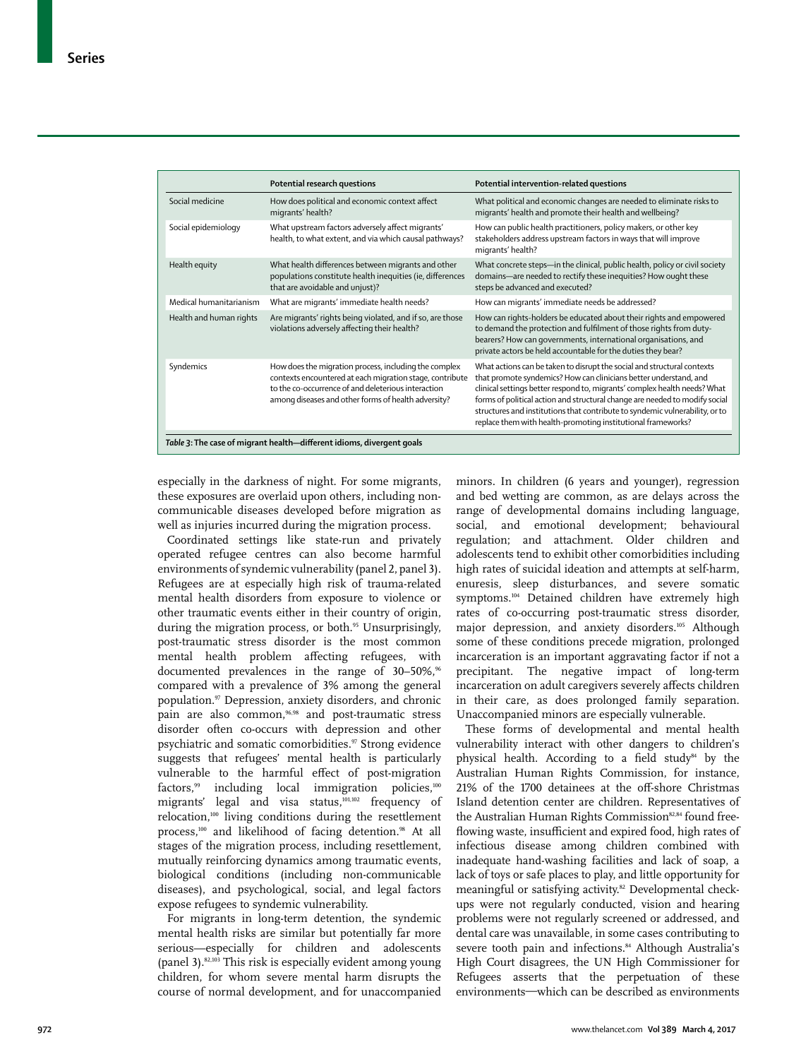| | Potential research questions | Potential intervention-related questions |
|---|---|---|
| Social medicine | How does political and economic context affect migrants' health? | What political and economic changes are needed to eliminate risks to migrants' health and promote their health and wellbeing? |
| Social epidemiology | What upstream factors adversely affect migrants' health, to what extent, and via which causal pathways? | How can public health practitioners, policy makers, or other key stakeholders address upstream factors in ways that will improve migrants' health? |
| Health equity | What health differences between migrants and other populations constitute health inequities (ie, differences that are avoidable and unjust)? | What concrete steps—in the clinical, public health, policy or civil society domains—are needed to rectify these inequities? How ought these steps be advanced and executed? |
| Medical humanitarianism | What are migrants' immediate health needs? | How can migrants' immediate needs be addressed? |
| Health and human rights | Are migrants' rights being violated, and if so, are those violations adversely affecting their health? | How can rights-holders be educated about their rights and empowered to demand the protection and fulfilment of those rights from duty-bearers? How can governments, international organisations, and private actors be held accountable for the duties they bear? |
| Syndemics | How does the migration process, including the complex contexts encountered at each migration stage, contribute to the co-occurrence of and deleterious interaction among diseases and other forms of health adversity? | What actions can be taken to disrupt the social and structural contexts that promote syndemics? How can clinicians better understand, and clinical settings better respond to, migrants' complex health needs? What forms of political action and structural change are needed to modify social structures and institutions that contribute to syndemic vulnerability, or to replace them with health-promoting institutional frameworks? |

*Table 3*: **The case of migrant health—different idioms, divergent goals**

especially in the darkness of night. For some migrants, these exposures are overlaid upon others, including non-communicable diseases developed before migration as well as injuries incurred during the migration process.

Coordinated settings like state-run and privately operated refugee centres can also become harmful environments of syndemic vulnerability (panel 2, panel 3). Refugees are at especially high risk of trauma-related mental health disorders from exposure to violence or other traumatic events either in their country of origin, during the migration process, or both.[95] Unsurprisingly, post-traumatic stress disorder is the most common mental health problem affecting refugees, with documented prevalences in the range of 30–50%,[96] compared with a prevalence of 3% among the general population.[97] Depression, anxiety disorders, and chronic pain are also common,[96,98] and post-traumatic stress disorder often co-occurs with depression and other psychiatric and somatic comorbidities.[97] Strong evidence suggests that refugees' mental health is particularly vulnerable to the harmful effect of post-migration factors,[99] including local immigration policies,[100] migrants' legal and visa status,[101,102] frequency of relocation,[100] living conditions during the resettlement process,[100] and likelihood of facing detention.[98] At all stages of the migration process, including resettlement, mutually reinforcing dynamics among traumatic events, biological conditions (including non-communicable diseases), and psychological, social, and legal factors expose refugees to syndemic vulnerability.

For migrants in long-term detention, the syndemic mental health risks are similar but potentially far more serious—especially for children and adolescents (panel 3).[82,103] This risk is especially evident among young children, for whom severe mental harm disrupts the course of normal development, and for unaccompanied minors. In children (6 years and younger), regression and bed wetting are common, as are delays across the range of developmental domains including language, social, and emotional development; behavioural regulation; and attachment. Older children and adolescents tend to exhibit other comorbidities including high rates of suicidal ideation and attempts at self-harm, enuresis, sleep disturbances, and severe somatic symptoms.[104] Detained children have extremely high rates of co-occurring post-traumatic stress disorder, major depression, and anxiety disorders.[105] Although some of these conditions precede migration, prolonged incarceration is an important aggravating factor if not a precipitant. The negative impact of long-term incarceration on adult caregivers severely affects children in their care, as does prolonged family separation. Unaccompanied minors are especially vulnerable.

These forms of developmental and mental health vulnerability interact with other dangers to children's physical health. According to a field study[84] by the Australian Human Rights Commission, for instance, 21% of the 1700 detainees at the off-shore Christmas Island detention center are children. Representatives of the Australian Human Rights Commission[82,84] found free-flowing waste, insufficient and expired food, high rates of infectious disease among children combined with inadequate hand-washing facilities and lack of soap, a lack of toys or safe places to play, and little opportunity for meaningful or satisfying activity.[82] Developmental check-ups were not regularly conducted, vision and hearing problems were not regularly screened or addressed, and dental care was unavailable, in some cases contributing to severe tooth pain and infections.[84] Although Australia's High Court disagrees, the UN High Commissioner for Refugees asserts that the perpetuation of these environments—which can be described as environments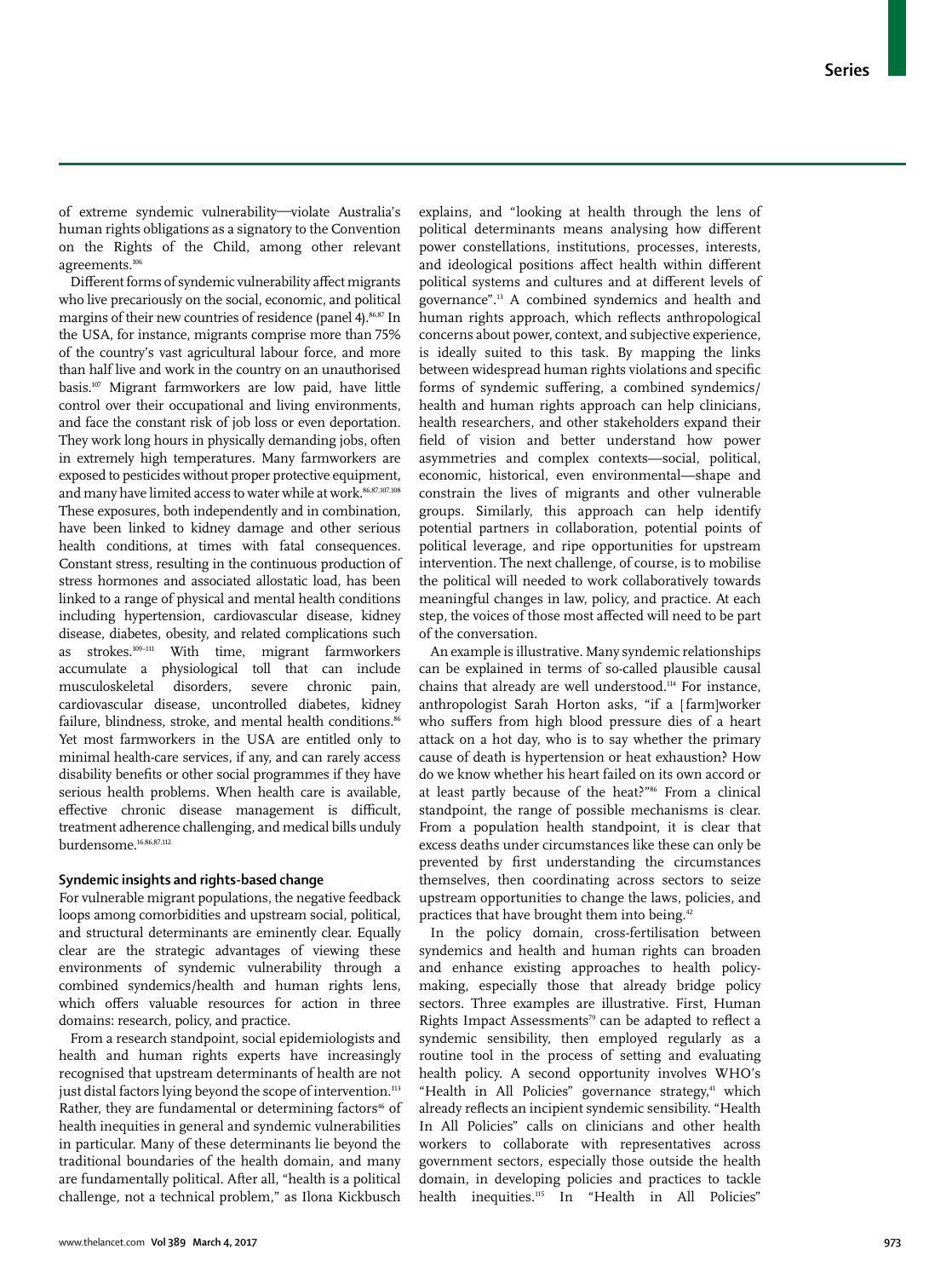of extreme syndemic vulnerability—violate Australia's human rights obligations as a signatory to the Convention on the Rights of the Child, among other relevant agreements.[106]

Different forms of syndemic vulnerability affect migrants who live precariously on the social, economic, and political margins of their new countries of residence (panel 4).[86,87] In the USA, for instance, migrants comprise more than 75% of the country's vast agricultural labour force, and more than half live and work in the country on an unauthorised basis.[107] Migrant farmworkers are low paid, have little control over their occupational and living environments, and face the constant risk of job loss or even deportation. They work long hours in physically demanding jobs, often in extremely high temperatures. Many farmworkers are exposed to pesticides without proper protective equipment, and many have limited access to water while at work.[86,87,107,108] These exposures, both independently and in combination, have been linked to kidney damage and other serious health conditions, at times with fatal consequences. Constant stress, resulting in the continuous production of stress hormones and associated allostatic load, has been linked to a range of physical and mental health conditions including hypertension, cardiovascular disease, kidney disease, diabetes, obesity, and related complications such as strokes.[109–111] With time, migrant farmworkers accumulate a physiological toll that can include musculoskeletal disorders, severe chronic pain, cardiovascular disease, uncontrolled diabetes, kidney failure, blindness, stroke, and mental health conditions.[86] Yet most farmworkers in the USA are entitled only to minimal health-care services, if any, and can rarely access disability benefits or other social programmes if they have serious health problems. When health care is available, effective chronic disease management is difficult, treatment adherence challenging, and medical bills unduly burdensome.[16,86,87,112]

## Syndemic insights and rights-based change

For vulnerable migrant populations, the negative feedback loops among comorbidities and upstream social, political, and structural determinants are eminently clear. Equally clear are the strategic advantages of viewing these environments of syndemic vulnerability through a combined syndemics/health and human rights lens, which offers valuable resources for action in three domains: research, policy, and practice.

From a research standpoint, social epidemiologists and health and human rights experts have increasingly recognised that upstream determinants of health are not just distal factors lying beyond the scope of intervention.[113] Rather, they are fundamental or determining factors[46] of health inequities in general and syndemic vulnerabilities in particular. Many of these determinants lie beyond the traditional boundaries of the health domain, and many are fundamentally political. After all, "health is a political challenge, not a technical problem," as Ilona Kickbusch explains, and "looking at health through the lens of political determinants means analysing how different power constellations, institutions, processes, interests, and ideological positions affect health within different political systems and cultures and at different levels of governance".[13] A combined syndemics and health and human rights approach, which reflects anthropological concerns about power, context, and subjective experience, is ideally suited to this task. By mapping the links between widespread human rights violations and specific forms of syndemic suffering, a combined syndemics/health and human rights approach can help clinicians, health researchers, and other stakeholders expand their field of vision and better understand how power asymmetries and complex contexts—social, political, economic, historical, even environmental—shape and constrain the lives of migrants and other vulnerable groups. Similarly, this approach can help identify potential partners in collaboration, potential points of political leverage, and ripe opportunities for upstream intervention. The next challenge, of course, is to mobilise the political will needed to work collaboratively towards meaningful changes in law, policy, and practice. At each step, the voices of those most affected will need to be part of the conversation.

An example is illustrative. Many syndemic relationships can be explained in terms of so-called plausible causal chains that already are well understood.[114] For instance, anthropologist Sarah Horton asks, "if a [farm]worker who suffers from high blood pressure dies of a heart attack on a hot day, who is to say whether the primary cause of death is hypertension or heat exhaustion? How do we know whether his heart failed on its own accord or at least partly because of the heat?"[86] From a clinical standpoint, the range of possible mechanisms is clear. From a population health standpoint, it is clear that excess deaths under circumstances like these can only be prevented by first understanding the circumstances themselves, then coordinating across sectors to seize upstream opportunities to change the laws, policies, and practices that have brought them into being.[42]

In the policy domain, cross-fertilisation between syndemics and health and human rights can broaden and enhance existing approaches to health policy-making, especially those that already bridge policy sectors. Three examples are illustrative. First, Human Rights Impact Assessments[79] can be adapted to reflect a syndemic sensibility, then employed regularly as a routine tool in the process of setting and evaluating health policy. A second opportunity involves WHO's "Health in All Policies" governance strategy,[41] which already reflects an incipient syndemic sensibility. "Health In All Policies" calls on clinicians and other health workers to collaborate with representatives across government sectors, especially those outside the health domain, in developing policies and practices to tackle health inequities.[115] In "Health in All Policies"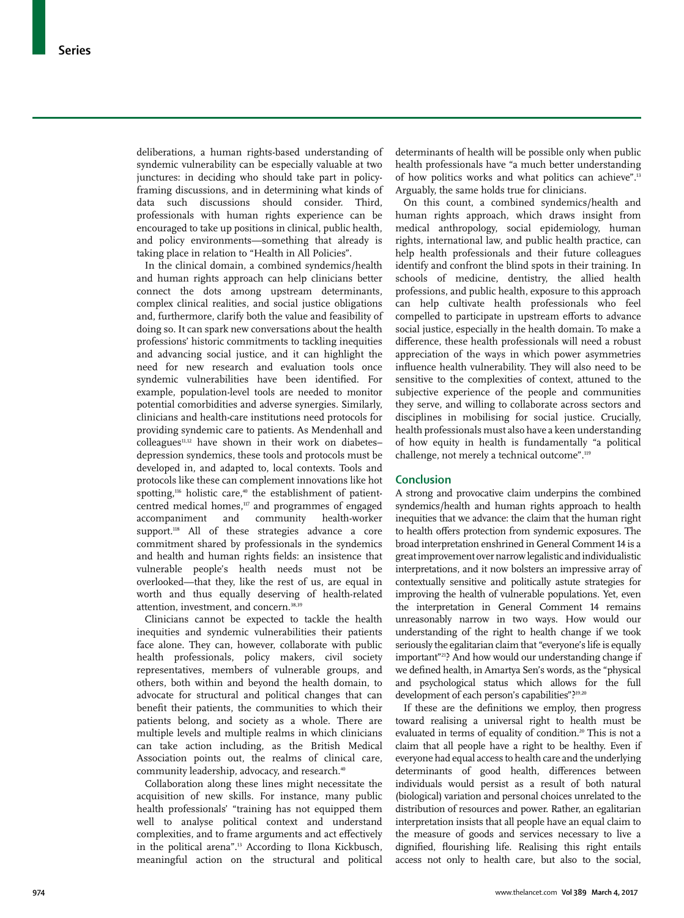deliberations, a human rights-based understanding of syndemic vulnerability can be especially valuable at two junctures: in deciding who should take part in policy-framing discussions, and in determining what kinds of data such discussions should consider. Third, professionals with human rights experience can be encouraged to take up positions in clinical, public health, and policy environments—something that already is taking place in relation to "Health in All Policies".

In the clinical domain, a combined syndemics/health and human rights approach can help clinicians better connect the dots among upstream determinants, complex clinical realities, and social justice obligations and, furthermore, clarify both the value and feasibility of doing so. It can spark new conversations about the health professions' historic commitments to tackling inequities and advancing social justice, and it can highlight the need for new research and evaluation tools once syndemic vulnerabilities have been identified. For example, population-level tools are needed to monitor potential comorbidities and adverse synergies. Similarly, clinicians and health-care institutions need protocols for providing syndemic care to patients. As Mendenhall and colleagues[11,12] have shown in their work on diabetes–depression syndemics, these tools and protocols must be developed in, and adapted to, local contexts. Tools and protocols like these can complement innovations like hot spotting,[116] holistic care,[40] the establishment of patient-centred medical homes,[117] and programmes of engaged accompaniment and community health-worker support.[118] All of these strategies advance a core commitment shared by professionals in the syndemics and health and human rights fields: an insistence that vulnerable people's health needs must not be overlooked—that they, like the rest of us, are equal in worth and thus equally deserving of health-related attention, investment, and concern.[38,39]

Clinicians cannot be expected to tackle the health inequities and syndemic vulnerabilities their patients face alone. They can, however, collaborate with public health professionals, policy makers, civil society representatives, members of vulnerable groups, and others, both within and beyond the health domain, to advocate for structural and political changes that can benefit their patients, the communities to which their patients belong, and society as a whole. There are multiple levels and multiple realms in which clinicians can take action including, as the British Medical Association points out, the realms of clinical care, community leadership, advocacy, and research.[40]

Collaboration along these lines might necessitate the acquisition of new skills. For instance, many public health professionals' "training has not equipped them well to analyse political context and understand complexities, and to frame arguments and act effectively in the political arena".[13] According to Ilona Kickbusch, meaningful action on the structural and political determinants of health will be possible only when public health professionals have "a much better understanding of how politics works and what politics can achieve".[13] Arguably, the same holds true for clinicians.

On this count, a combined syndemics/health and human rights approach, which draws insight from medical anthropology, social epidemiology, human rights, international law, and public health practice, can help health professionals and their future colleagues identify and confront the blind spots in their training. In schools of medicine, dentistry, the allied health professions, and public health, exposure to this approach can help cultivate health professionals who feel compelled to participate in upstream efforts to advance social justice, especially in the health domain. To make a difference, these health professionals will need a robust appreciation of the ways in which power asymmetries influence health vulnerability. They will also need to be sensitive to the complexities of context, attuned to the subjective experience of the people and communities they serve, and willing to collaborate across sectors and disciplines in mobilising for social justice. Crucially, health professionals must also have a keen understanding of how equity in health is fundamentally "a political challenge, not merely a technical outcome".[119]

## Conclusion

A strong and provocative claim underpins the combined syndemics/health and human rights approach to health inequities that we advance: the claim that the human right to health offers protection from syndemic exposures. The broad interpretation enshrined in General Comment 14 is a great improvement over narrow legalistic and individualistic interpretations, and it now bolsters an impressive array of contextually sensitive and politically astute strategies for improving the health of vulnerable populations. Yet, even the interpretation in General Comment 14 remains unreasonably narrow in two ways. How would our understanding of the right to health change if we took seriously the egalitarian claim that "everyone's life is equally important"[21]? And how would our understanding change if we defined health, in Amartya Sen's words, as the "physical and psychological status which allows for the full development of each person's capabilities"?[19,20]

If these are the definitions we employ, then progress toward realising a universal right to health must be evaluated in terms of equality of condition.[20] This is not a claim that all people have a right to be healthy. Even if everyone had equal access to health care and the underlying determinants of good health, differences between individuals would persist as a result of both natural (biological) variation and personal choices unrelated to the distribution of resources and power. Rather, an egalitarian interpretation insists that all people have an equal claim to the measure of goods and services necessary to live a dignified, flourishing life. Realising this right entails access not only to health care, but also to the social,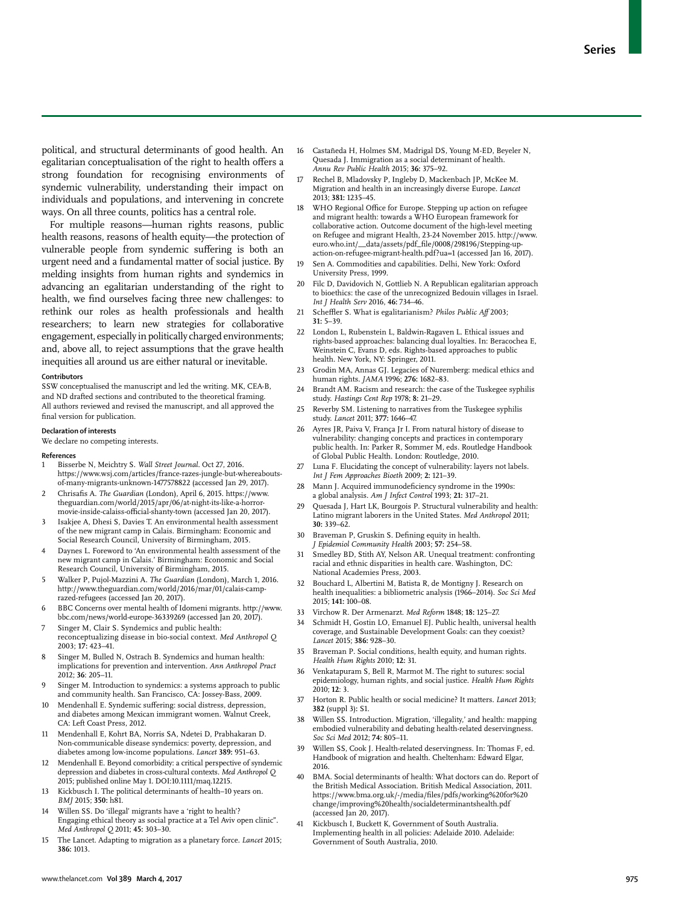political, and structural determinants of good health. An egalitarian conceptualisation of the right to health offers a strong foundation for recognising environments of syndemic vulnerability, understanding their impact on individuals and populations, and intervening in concrete ways. On all three counts, politics has a central role.

For multiple reasons—human rights reasons, public health reasons, reasons of health equity—the protection of vulnerable people from syndemic suffering is both an urgent need and a fundamental matter of social justice. By melding insights from human rights and syndemics in advancing an egalitarian understanding of the right to health, we find ourselves facing three new challenges: to rethink our roles as health professionals and health researchers; to learn new strategies for collaborative engagement, especially in politically charged environments; and, above all, to reject assumptions that the grave health inequities all around us are either natural or inevitable.

#### Contributors

SSW conceptualised the manuscript and led the writing. MK, CEA-B, and ND drafted sections and contributed to the theoretical framing. All authors reviewed and revised the manuscript, and all approved the final version for publication.

#### Declaration of interests

We declare no competing interests.

#### References

1. Bisserbe N, Meichtry S. *Wall Street Journal*. Oct 27, 2016. https://www.wsj.com/articles/france-razes-jungle-but-whereabouts-of-many-migrants-unknown-1477578822 (accessed Jan 29, 2017).
2. Chrisafis A. *The Guardian* (London), April 6, 2015. https://www.theguardian.com/world/2015/apr/06/at-night-its-like-a-horror-movie-inside-calaiss-official-shanty-town (accessed Jan 20, 2017).
3. Isakjee A, Dhesi S, Davies T. An environmental health assessment of the new migrant camp in Calais. Birmingham: Economic and Social Research Council, University of Birmingham, 2015.
4. Daynes L. Foreword to 'An environmental health assessment of the new migrant camp in Calais.' Birmingham: Economic and Social Research Council, University of Birmingham, 2015.
5. Walker P, Pujol-Mazzini A. *The Guardian* (London), March 1, 2016. http://www.theguardian.com/world/2016/mar/01/calais-camp-razed-refugees (accessed Jan 20, 2017).
6. BBC Concerns over mental health of Idomeni migrants. http://www.bbc.com/news/world-europe-36339269 (accessed Jan 20, 2017).
7. Singer M, Clair S. Syndemics and public health: reconceptualizing disease in bio-social context. *Med Anthropol Q* 2003; **17:** 423–41.
8. Singer M, Bulled N, Ostrach B. Syndemics and human health: implications for prevention and intervention. *Ann Anthropol Pract* 2012; **36**: 205–11.
9. Singer M. Introduction to syndemics: a systems approach to public and community health. San Francisco, CA: Jossey-Bass, 2009.
10. Mendenhall E. Syndemic suffering: social distress, depression, and diabetes among Mexican immigrant women. Walnut Creek, CA: Left Coast Press, 2012.
11. Mendenhall E, Kohrt BA, Norris SA, Ndetei D, Prabhakaran D. Non-communicable disease syndemics: poverty, depression, and diabetes among low-income populations. *Lancet* **389:** 951–63.
12. Mendenhall E. Beyond comorbidity: a critical perspective of syndemic depression and diabetes in cross-cultural contexts. *Med Anthropol Q* 2015; published online May 1. DOI:10.1111/maq.12215.
13. Kickbusch I. The political determinants of health–10 years on. *BMJ* 2015; **350:** h81.
14. Willen SS. Do 'illegal' migrants have a 'right to health'? Engaging ethical theory as social practice at a Tel Aviv open clinic". *Med Anthropol Q* 2011; **45:** 303–30.
15. The Lancet. Adapting to migration as a planetary force. *Lancet* 2015; **386:** 1013.
16. Castañeda H, Holmes SM, Madrigal DS, Young M-ED, Beyeler N, Quesada J. Immigration as a social determinant of health. *Annu Rev Public Health* 2015; **36:** 375–92.
17. Rechel B, Mladovsky P, Ingleby D, Mackenbach JP, McKee M. Migration and health in an increasingly diverse Europe. *Lancet* 2013; **381:** 1235–45.
18. WHO Regional Office for Europe. Stepping up action on refugee and migrant health: towards a WHO European framework for collaborative action. Outcome document of the high-level meeting on Refugee and migrant Health, 23-24 November 2015. http://www.euro.who.int/__data/assets/pdf_file/0008/298196/Stepping-up-action-on-refugee-migrant-health.pdf?ua=1 (accessed Jan 16, 2017).
19. Sen A. Commodities and capabilities. Delhi, New York: Oxford University Press, 1999.
20. Filc D, Davidovich N, Gottlieb N. A Republican egalitarian approach to bioethics: the case of the unrecognized Bedouin villages in Israel. *Int J Health Serv* 2016, **46:** 734–46.
21. Scheffler S. What is egalitarianism? *Philos Public Aff* 2003; **31:** 5–39.
22. London L, Rubenstein L, Baldwin-Ragaven L. Ethical issues and rights-based approaches: balancing dual loyalties. In: Beracochea E, Weinstein C, Evans D, eds. Rights-based approaches to public health. New York, NY: Springer, 2011.
23. Grodin MA, Annas GJ. Legacies of Nuremberg: medical ethics and human rights. *JAMA* 1996; **276:** 1682–83.
24. Brandt AM. Racism and research: the case of the Tuskegee syphilis study. *Hastings Cent Rep* 1978; **8:** 21–29.
25. Reverby SM. Listening to narratives from the Tuskegee syphilis study. *Lancet* 2011; **377:** 1646–47.
26. Ayres JR, Paiva V, França Jr I. From natural history of disease to vulnerability: changing concepts and practices in contemporary public health. In: Parker R, Sommer M, eds. Routledge Handbook of Global Public Health. London: Routledge, 2010.
27. Luna F. Elucidating the concept of vulnerability: layers not labels. *Int J Fem Approaches Bioeth* 2009; **2:** 121–39.
28. Mann J. Acquired immunodeficiency syndrome in the 1990s: a global analysis. *Am J Infect Control* 1993; **21:** 317–21.
29. Quesada J, Hart LK, Bourgois P. Structural vulnerability and health: Latino migrant laborers in the United States. *Med Anthropol* 2011; **30:** 339–62.
30. Braveman P, Gruskin S. Defining equity in health. *J Epidemiol Community Health* 2003; **57:** 254–58.
31. Smedley BD, Stith AY, Nelson AR. Unequal treatment: confronting racial and ethnic disparities in health care. Washington, DC: National Academies Press, 2003.
32. Bouchard L, Albertini M, Batista R, de Montigny J. Research on health inequalities: a bibliometric analysis (1966–2014). *Soc Sci Med* 2015; **141:** 100–08.
33. Virchow R. Der Armenarzt. *Med Reform* 1848; **18:** 125–27.
34. Schmidt H, Gostin LO, Emanuel EJ. Public health, universal health coverage, and Sustainable Development Goals: can they coexist? *Lancet* 2015; **386:** 928–30.
35. Braveman P. Social conditions, health equity, and human rights. *Health Hum Rights* 2010; **12:** 31.
36. Venkatapuram S, Bell R, Marmot M. The right to sutures: social epidemiology, human rights, and social justice. *Health Hum Rights* 2010; **12:** 3.
37. Horton R. Public health or social medicine? It matters. *Lancet* 2013; **382** (suppl 3)**:** S1.
38. Willen SS. Introduction. Migration, 'illegality,' and health: mapping embodied vulnerability and debating health-related deservingness. *Soc Sci Med* 2012; **74:** 805–11.
39. Willen SS, Cook J. Health-related deservingness. In: Thomas F, ed. Handbook of migration and health. Cheltenham: Edward Elgar, 2016.
40. BMA. Social determinants of health: What doctors can do. Report of the British Medical Association. British Medical Association, 2011. https://www.bma.org.uk/-/media/files/pdfs/working%20for%20change/improving%20health/socialdeterminantshealth.pdf (accessed Jan 20, 2017).
41. Kickbusch I, Buckett K, Government of South Australia. Implementing health in all policies: Adelaide 2010. Adelaide: Government of South Australia, 2010.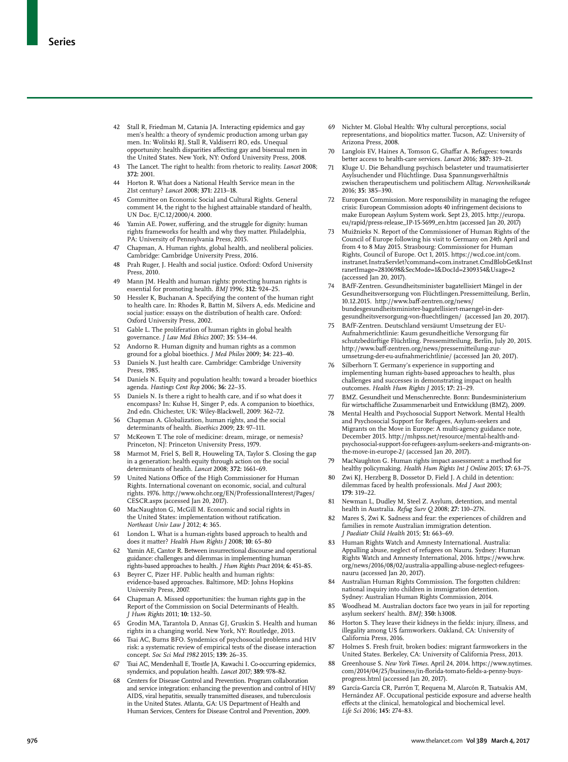42 Stall R, Friedman M, Catania JA. Interacting epidemics and gay men's health: a theory of syndemic production among urban gay men. In: Wolitski RJ, Stall R, Valdiserri RO, eds. Unequal opportunity: health disparities affecting gay and bisexual men in the United States. New York, NY: Oxford University Press, 2008.

43 The Lancet. The right to health: from rhetoric to reality. *Lancet* 2008; **372:** 2001.

44 Horton R. What does a National Health Service mean in the 21st century? *Lancet* 2008; **371:** 2213–18.

45 Committee on Economic Social and Cultural Rights. General comment 14, the right to the highest attainable standard of health, UN Doc. E/C.12/2000/4. 2000.

46 Yamin AE. Power, suffering, and the struggle for dignity: human rights frameworks for health and why they matter. Philadelphia, PA: University of Pennsylvania Press, 2015.

47 Chapman, A. Human rights, global health, and neoliberal policies. Cambridge: Cambridge University Press, 2016.

48 Prah Ruger, J. Health and social justice. Oxford: Oxford University Press, 2010.

49 Mann JM. Health and human rights: protecting human rights is essential for promoting health. *BMJ* 1996; **312:** 924–25.

50 Hessler K, Buchanan A. Specifying the content of the human right to health care. In: Rhodes R, Battin M, Silvers A, eds. Medicine and social justice: essays on the distribution of health care. Oxford: Oxford University Press, 2002.

51 Gable L. The proliferation of human rights in global health governance. *J Law Med Ethics* 2007; **35:** 534–44.

52 Andorno R. Human dignity and human rights as a common ground for a global bioethics. *J Med Philos* 2009; **34:** 223–40.

53 Daniels N. Just health care. Cambridge: Cambridge University Press, 1985.

54 Daniels N. Equity and population health: toward a broader bioethics agenda. *Hastings Cent Rep* 2006; **36:** 22–35.

55 Daniels N. Is there a right to health care, and if so what does it encompass? In: Kuhse H, Singer P, eds. A companion to bioethics, 2nd edn. Chichester, UK: Wiley-Blackwell, 2009: 362–72.

56 Chapman A. Globalization, human rights, and the social determinants of health. *Bioethics* 2009; **23:** 97–111.

57 McKeown T. The role of medicine: dream, mirage, or nemesis? Princeton, NJ: Princeton University Press, 1979.

58 Marmot M, Friel S, Bell R, Houweling TA, Taylor S. Closing the gap in a generation: health equity through action on the social determinants of health. *Lancet* 2008; **372:** 1661–69.

59 United Nations Office of the High Commissioner for Human Rights. International covenant on economic, social, and cultural rights. 1976. http://www.ohchr.org/EN/ProfessionalInterest/Pages/CESCR.aspx (accessed Jan 20, 2017).

60 MacNaughton G, McGill M. Economic and social rights in the United States: implementation without ratification. *Northeast Univ Law J* 2012; **4:** 365.

61 London L. What is a human-rights based approach to health and does it matter? *Health Hum Rights J* 2008; **10:** 65–80

62 Yamin AE, Cantor R. Between insurrectional discourse and operational guidance: challenges and dilemmas in implementing human rights-based approaches to health. *J Hum Rights Pract* 2014; **6:** 451–85.

63 Beyrer C, Pizer HF. Public health and human rights: evidence-based approaches. Baltimore, MD: Johns Hopkins University Press, 2007.

64 Chapman A. Missed opportunities: the human rights gap in the Report of the Commission on Social Determinants of Health. *J Hum Rights* 2011; **10:** 132–50.

65 Grodin MA, Tarantola D, Annas GJ, Gruskin S. Health and human rights in a changing world. New York, NY: Routledge, 2013.

66 Tsai AC, Burns BFO. Syndemics of psychosocial problems and HIV risk: a systematic review of empirical tests of the disease interaction concept. *Soc Sci Med 1982* 2015; **139:** 26–35.

67 Tsai AC, Mendenhall E, Trostle JA, Kawachi I. Co-occurring epidemics, syndemics, and population health. *Lancet* 2017; **389:** 978–82.

68 Centers for Disease Control and Prevention. Program collaboration and service integration: enhancing the prevention and control of HIV/AIDS, viral hepatitis, sexually transmitted diseases, and tuberculosis in the United States. Atlanta, GA: US Department of Health and Human Services, Centers for Disease Control and Prevention, 2009.

69 Nichter M. Global Health: Why cultural perceptions, social representations, and biopolitics matter. Tucson, AZ: University of Arizona Press, 2008.

70 Langlois EV, Haines A, Tomson G, Ghaffar A. Refugees: towards better access to health-care services. *Lancet* 2016; **387:** 319–21.

71 Kluge U. Die Behandlung psychisch belasteter und traumatisierter Asylsuchender und Flüchtlinge. Dasa Spannungsverhältnis zwischen therapeutischem und politischem Alltag. *Nervenheilkunde* 2016; **35:** 385–390.

72 European Commission. More responsibility in managing the refugee crisis: European Commission adopts 40 infringement decisions to make European Asylum System work. Sept 23, 2015. http://europa.eu/rapid/press-release_IP-15-5699_en.htm (accessed Jan 20, 2017)

73 Muižnieks N. Report of the Commissioner of Human Rights of the Council of Europe following his visit to Germany on 24th April and from 4 to 8 May 2015. Strasbourg: Commissioner for Human Rights, Council of Europe. Oct 1, 2015. https://wcd.coe.int/com.instranet.InstraServlet?command=com.instranet.CmdBlobGet&InstranetImage=2810698&SecMode=1&DocId=2309354&Usage=2 (accessed Jan 20, 2017).

74 BAfF-Zentren. Gesundheitsminister bagatellisiert Mängel in der Gesundheitsversorgung von Flüchtlingen.Pressemitteilung, Berlin, 10.12.2015. http://www.baff-zentren.org/news/bundesgesundheitsminister-bagatellisiert-maengel-in-der-gesundheitsversorgung-von-fluechtlingen/ (accessed Jan 20, 2017).

75 BAfF-Zentren. Deutschland versäumt Umsetzung der EU-Aufnahmerichtlinie: Kaum gesundheitliche Versorgung für schutzbedürftige Flüchtlinge. Pressemitteilung, Berlin, July 20, 2015. http://www.baff-zentren.org/news/pressemitteilung-zur-umsetzung-der-eu-aufnahmerichtlinie/ (accessed Jan 20, 2017).

76 Silberhorn T. Germany's experience in supporting and implementing human rights-based approaches to health, plus challenges and successes in demonstrating impact on health outcomes. *Health Hum Rights J* 2015; **17:** 21–29.

77 BMZ. Gesundheit und Menschenrechte. Bonn: Bundesministerium für wirtschaftliche Zusammenarbeit und Entwicklung (BMZ), 2009.

78 Mental Health and Psychosocial Support Network. Mental Health and Psychosocial Support for Refugees, Asylum-seekers and Migrants on the Move in Europe: A multi-agency guidance note, December 2015. http://mhpss.net/resource/mental-health-and-psychosocial-support-for-refugees-asylum-seekers-and-migrants-on-the-move-in-europe-2/ (accessed Jan 20, 2017).

79 MacNaughton G. Human rights impact assessment: a method for healthy policymaking. *Health Hum Rights Int J Online* 2015; **17:** 63–75.

80 Zwi KJ, Herzberg B, Dossetor D, Field J. A child in detention: dilemmas faced by health professionals. *Med J Aust* 2003; **179:** 319–22.

81 Newman L, Dudley M, Steel Z. Asylum, detention, and mental health in Australia. *Refug Surv Q* 2008; **27:** 110–27N.

82 Mares S, Zwi K. Sadness and fear: the experiences of children and families in remote Australian immigration detention. *J Paediatr Child Health* 2015; **51:** 663–69.

83 Human Rights Watch and Amnesty International. Australia: Appalling abuse, neglect of refugees on Nauru. Sydney: Human Rights Watch and Amnesty International, 2016. https://www.hrw.org/news/2016/08/02/australia-appalling-abuse-neglect-refugees-nauru (accessed Jan 20, 2017).

84 Australian Human Rights Commission. The forgotten children: national inquiry into children in immigration detention. Sydney: Australian Human Rights Commission, 2014.

85 Woodhead M. Australian doctors face two years in jail for reporting asylum seekers' health. *BMJ*; **350:** h3008.

86 Horton S. They leave their kidneys in the fields: injury, illness, and illegality among US farmworkers. Oakland, CA: University of California Press, 2016.

87 Holmes S. Fresh fruit, broken bodies: migrant farmworkers in the United States. Berkeley, CA: University of California Press, 2013.

88 Greenhouse S. *New York Times*. April 24, 2014. https://www.nytimes.com/2014/04/25/business/in-florida-tomato-fields-a-penny-buys-progress.html (accessed Jan 20, 2017).

89 García-García CR, Parrón T, Requena M, Alarcón R, Tsatsakis AM, Hernández AF. Occupational pesticide exposure and adverse health effects at the clinical, hematological and biochemical level. *Life Sci* 2016; **145:** 274–83.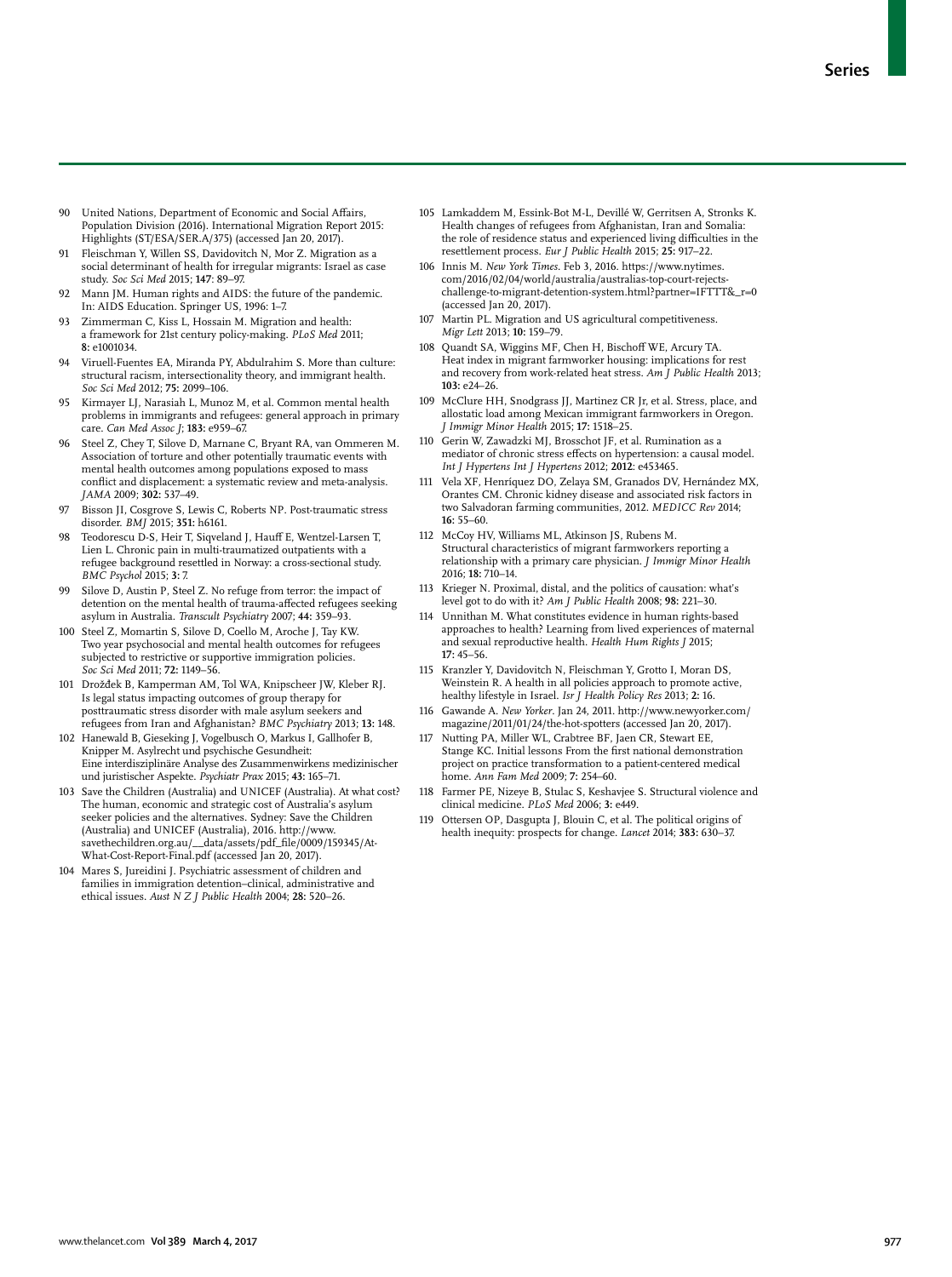90 United Nations, Department of Economic and Social Affairs, Population Division (2016). International Migration Report 2015: Highlights (ST/ESA/SER.A/375) (accessed Jan 20, 2017).

91 Fleischman Y, Willen SS, Davidovitch N, Mor Z. Migration as a social determinant of health for irregular migrants: Israel as case study. *Soc Sci Med* 2015; **147:** 89–97.

92 Mann JM. Human rights and AIDS: the future of the pandemic. In: AIDS Education. Springer US, 1996: 1–7.

93 Zimmerman C, Kiss L, Hossain M. Migration and health: a framework for 21st century policy-making. *PLoS Med* 2011; **8:** e1001034.

94 Viruell-Fuentes EA, Miranda PY, Abdulrahim S. More than culture: structural racism, intersectionality theory, and immigrant health. *Soc Sci Med* 2012; **75:** 2099–106.

95 Kirmayer LJ, Narasiah L, Munoz M, et al. Common mental health problems in immigrants and refugees: general approach in primary care. *Can Med Assoc J*; **183:** e959–67.

96 Steel Z, Chey T, Silove D, Marnane C, Bryant RA, van Ommeren M. Association of torture and other potentially traumatic events with mental health outcomes among populations exposed to mass conflict and displacement: a systematic review and meta-analysis. *JAMA* 2009; **302:** 537–49.

97 Bisson JI, Cosgrove S, Lewis C, Roberts NP. Post-traumatic stress disorder. *BMJ* 2015; **351:** h6161.

98 Teodorescu D-S, Heir T, Siqveland J, Hauff E, Wentzel-Larsen T, Lien L. Chronic pain in multi-traumatized outpatients with a refugee background resettled in Norway: a cross-sectional study. *BMC Psychol* 2015; **3:** 7.

99 Silove D, Austin P, Steel Z. No refuge from terror: the impact of detention on the mental health of trauma-affected refugees seeking asylum in Australia. *Transcult Psychiatry* 2007; **44:** 359–93.

100 Steel Z, Momartin S, Silove D, Coello M, Aroche J, Tay KW. Two year psychosocial and mental health outcomes for refugees subjected to restrictive or supportive immigration policies. *Soc Sci Med* 2011; **72:** 1149–56.

101 Droždek B, Kamperman AM, Tol WA, Knipscheer JW, Kleber RJ. Is legal status impacting outcomes of group therapy for posttraumatic stress disorder with male asylum seekers and refugees from Iran and Afghanistan? *BMC Psychiatry* 2013; **13:** 148.

102 Hanewald B, Gieseking J, Vogelbusch O, Markus I, Gallhofer B, Knipper M. Asylrecht und psychische Gesundheit: Eine interdisziplinäre Analyse des Zusammenwirkens medizinischer und juristischer Aspekte. *Psychiatr Prax* 2015; **43:** 165–71.

103 Save the Children (Australia) and UNICEF (Australia). At what cost? The human, economic and strategic cost of Australia's asylum seeker policies and the alternatives. Sydney: Save the Children (Australia) and UNICEF (Australia), 2016. http://www.savethechildren.org.au/__data/assets/pdf_file/0009/159345/At-What-Cost-Report-Final.pdf (accessed Jan 20, 2017).

104 Mares S, Jureidini J. Psychiatric assessment of children and families in immigration detention–clinical, administrative and ethical issues. *Aust N Z J Public Health* 2004; **28:** 520–26.

105 Lamkaddem M, Essink-Bot M-L, Devillé W, Gerritsen A, Stronks K. Health changes of refugees from Afghanistan, Iran and Somalia: the role of residence status and experienced living difficulties in the resettlement process. *Eur J Public Health* 2015; **25:** 917–22.

106 Innis M. *New York Times*. Feb 3, 2016. https://www.nytimes.com/2016/02/04/world/australia/australias-top-court-rejects-challenge-to-migrant-detention-system.html?partner=IFTTT&_r=0 (accessed Jan 20, 2017).

107 Martin PL. Migration and US agricultural competitiveness. *Migr Lett* 2013; **10:** 159–79.

108 Quandt SA, Wiggins MF, Chen H, Bischoff WE, Arcury TA. Heat index in migrant farmworker housing: implications for rest and recovery from work-related heat stress. *Am J Public Health* 2013; **103:** e24–26.

109 McClure HH, Snodgrass JJ, Martinez CR Jr, et al. Stress, place, and allostatic load among Mexican immigrant farmworkers in Oregon. *J Immigr Minor Health* 2015; **17:** 1518–25.

110 Gerin W, Zawadzki MJ, Brosschot JF, et al. Rumination as a mediator of chronic stress effects on hypertension: a causal model. *Int J Hypertens Int J Hypertens* 2012; **2012:** e453465.

111 Vela XF, Henríquez DO, Zelaya SM, Granados DV, Hernández MX, Orantes CM. Chronic kidney disease and associated risk factors in two Salvadoran farming communities, 2012. *MEDICC Rev* 2014; **16:** 55–60.

112 McCoy HV, Williams ML, Atkinson JS, Rubens M. Structural characteristics of migrant farmworkers reporting a relationship with a primary care physician. *J Immigr Minor Health* 2016; **18:** 710–14.

113 Krieger N. Proximal, distal, and the politics of causation: what's level got to do with it? *Am J Public Health* 2008; **98:** 221–30.

114 Unnithan M. What constitutes evidence in human rights-based approaches to health? Learning from lived experiences of maternal and sexual reproductive health. *Health Hum Rights J* 2015; **17:** 45–56.

115 Kranzler Y, Davidovitch N, Fleischman Y, Grotto I, Moran DS, Weinstein R. A health in all policies approach to promote active, healthy lifestyle in Israel. *Isr J Health Policy Res* 2013; **2:** 16.

116 Gawande A. *New Yorker*. Jan 24, 2011. http://www.newyorker.com/magazine/2011/01/24/the-hot-spotters (accessed Jan 20, 2017).

117 Nutting PA, Miller WL, Crabtree BF, Jaen CR, Stewart EE, Stange KC. Initial lessons From the first national demonstration project on practice transformation to a patient-centered medical home. *Ann Fam Med* 2009; **7:** 254–60.

118 Farmer PE, Nizeye B, Stulac S, Keshavjee S. Structural violence and clinical medicine. *PLoS Med* 2006; **3:** e449.

119 Ottersen OP, Dasgupta J, Blouin C, et al. The political origins of health inequity: prospects for change. *Lancet* 2014; **383:** 630–37.